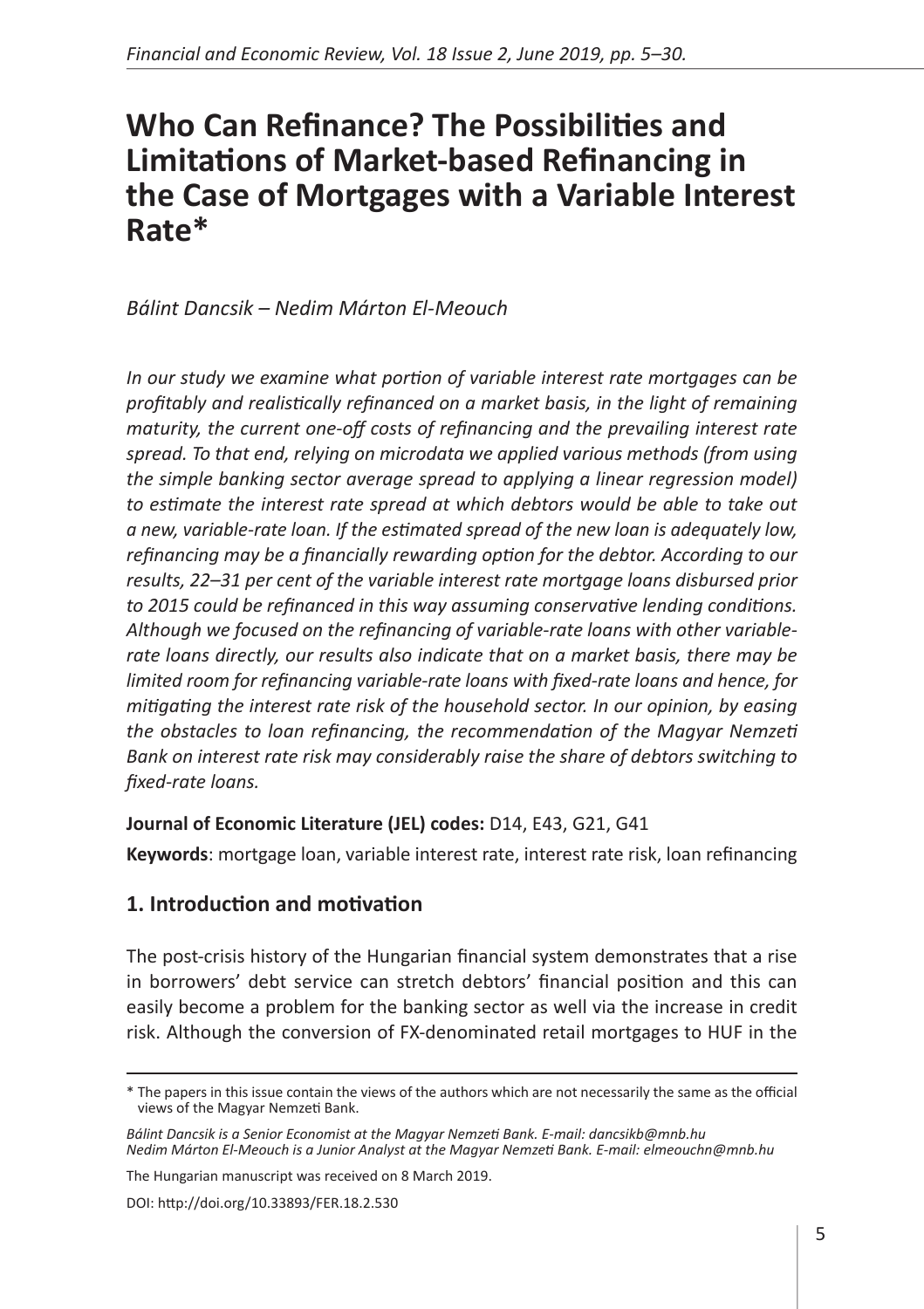# Who Can Refinance? The Possibilities and Limitations of Market-based Refinancing in the Case of Mortgages with a Variable Interest Rate*

*Bálint Dancsik – Nedim Márton El-Meouch*

*In our study we examine what portion of variable interest rate mortgages can be profitably and realistically refinanced on a market basis, in the light of remaining maturity, the current one-off costs of refinancing and the prevailing interest rate spread. To that end, relying on microdata we applied various methods (from using the simple banking sector average spread to applying a linear regression model) to estimate the interest rate spread at which debtors would be able to take out a new, variable-rate loan. If the estimated spread of the new loan is adequately low, refinancing may be a financially rewarding option for the debtor. According to our results, 22–31 per cent of the variable interest rate mortgage loans disbursed prior to 2015 could be refinanced in this way assuming conservative lending conditions. Although we focused on the refinancing of variable-rate loans with other variable-rate loans directly, our results also indicate that on a market basis, there may be limited room for refinancing variable-rate loans with fixed-rate loans and hence, for mitigating the interest rate risk of the household sector. In our opinion, by easing the obstacles to loan refinancing, the recommendation of the Magyar Nemzeti Bank on interest rate risk may considerably raise the share of debtors switching to fixed-rate loans.*

**Journal of Economic Literature (JEL) codes:** D14, E43, G21, G41

**Keywords**: mortgage loan, variable interest rate, interest rate risk, loan refinancing

## 1. Introduction and motivation

The post-crisis history of the Hungarian financial system demonstrates that a rise in borrowers' debt service can stretch debtors' financial position and this can easily become a problem for the banking sector as well via the increase in credit risk. Although the conversion of FX-denominated retail mortgages to HUF in the

---

\* The papers in this issue contain the views of the authors which are not necessarily the same as the official views of the Magyar Nemzeti Bank.

*Bálint Dancsik is a Senior Economist at the Magyar Nemzeti Bank. E-mail: dancsikb@mnb.hu*
*Nedim Márton El-Meouch is a Junior Analyst at the Magyar Nemzeti Bank. E-mail: elmeouchn@mnb.hu*

The Hungarian manuscript was received on 8 March 2019.

DOI: http://doi.org/10.33893/FER.18.2.530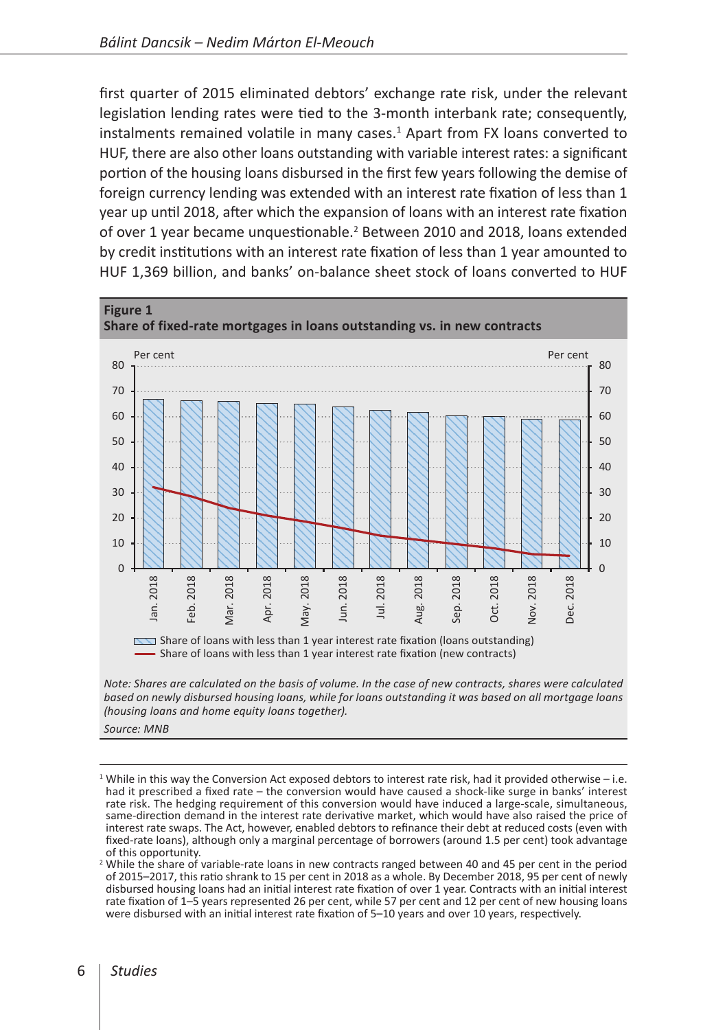first quarter of 2015 eliminated debtors' exchange rate risk, under the relevant legislation lending rates were tied to the 3-month interbank rate; consequently, instalments remained volatile in many cases.[1] Apart from FX loans converted to HUF, there are also other loans outstanding with variable interest rates: a significant portion of the housing loans disbursed in the first few years following the demise of foreign currency lending was extended with an interest rate fixation of less than 1 year up until 2018, after which the expansion of loans with an interest rate fixation of over 1 year became unquestionable.[2] Between 2010 and 2018, loans extended by credit institutions with an interest rate fixation of less than 1 year amounted to HUF 1,369 billion, and banks' on-balance sheet stock of loans converted to HUF

**Figure 1**
**Share of fixed-rate mortgages in loans outstanding vs. in new contracts**

| Month | Share of loans with less than 1 year interest rate fixation (loans outstanding), per cent | Share of loans with less than 1 year interest rate fixation (new contracts), per cent |
|---|---|---|
| Jan. 2018 | 67 | 32 |
| Feb. 2018 | 66 | 29 |
| Mar. 2018 | 66 | 24 |
| Apr. 2018 | 65 | 21 |
| May. 2018 | 65 | 19 |
| Jun. 2018 | 64 | 16 |
| Jul. 2018 | 62 | 13 |
| Aug. 2018 | 62 | 12 |
| Sep. 2018 | 60 | 10 |
| Oct. 2018 | 60 | 8 |
| Nov. 2018 | 59 | 6 |
| Dec. 2018 | 59 | 5 |

*Note: Shares are calculated on the basis of volume. In the case of new contracts, shares were calculated based on newly disbursed housing loans, while for loans outstanding it was based on all mortgage loans (housing loans and home equity loans together).*

*Source: MNB*

[1] While in this way the Conversion Act exposed debtors to interest rate risk, had it provided otherwise – i.e. had it prescribed a fixed rate – the conversion would have caused a shock-like surge in banks' interest rate risk. The hedging requirement of this conversion would have induced a large-scale, simultaneous, same-direction demand in the interest rate derivative market, which would have also raised the price of interest rate swaps. The Act, however, enabled debtors to refinance their debt at reduced costs (even with fixed-rate loans), although only a marginal percentage of borrowers (around 1.5 per cent) took advantage of this opportunity.

[2] While the share of variable-rate loans in new contracts ranged between 40 and 45 per cent in the period of 2015–2017, this ratio shrank to 15 per cent in 2018 as a whole. By December 2018, 95 per cent of newly disbursed housing loans had an initial interest rate fixation of over 1 year. Contracts with an initial interest rate fixation of 1–5 years represented 26 per cent, while 57 per cent and 12 per cent of new housing loans were disbursed with an initial interest rate fixation of 5–10 years and over 10 years, respectively.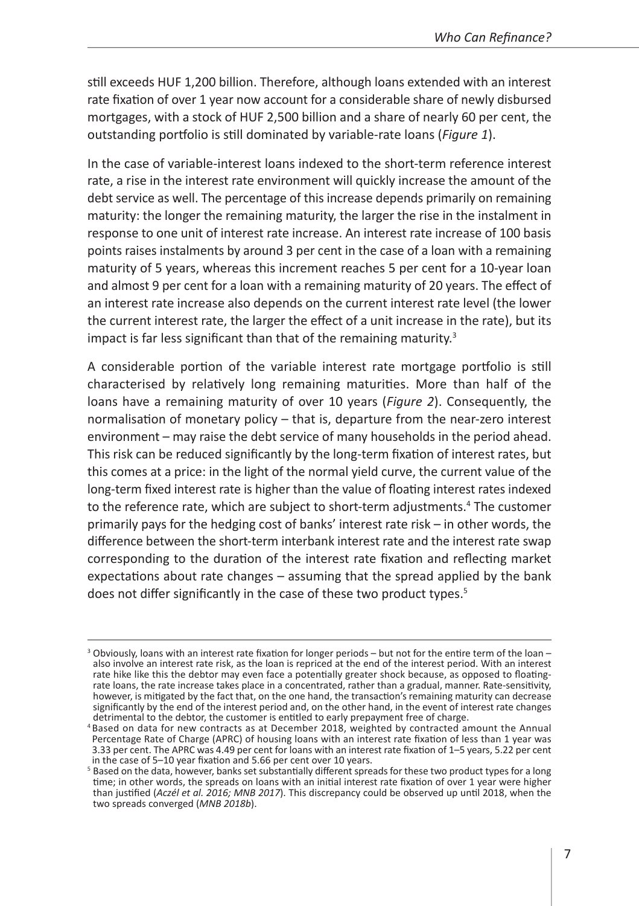still exceeds HUF 1,200 billion. Therefore, although loans extended with an interest rate fixation of over 1 year now account for a considerable share of newly disbursed mortgages, with a stock of HUF 2,500 billion and a share of nearly 60 per cent, the outstanding portfolio is still dominated by variable-rate loans (*Figure 1*).

In the case of variable-interest loans indexed to the short-term reference interest rate, a rise in the interest rate environment will quickly increase the amount of the debt service as well. The percentage of this increase depends primarily on remaining maturity: the longer the remaining maturity, the larger the rise in the instalment in response to one unit of interest rate increase. An interest rate increase of 100 basis points raises instalments by around 3 per cent in the case of a loan with a remaining maturity of 5 years, whereas this increment reaches 5 per cent for a 10-year loan and almost 9 per cent for a loan with a remaining maturity of 20 years. The effect of an interest rate increase also depends on the current interest rate level (the lower the current interest rate, the larger the effect of a unit increase in the rate), but its impact is far less significant than that of the remaining maturity.[3]

A considerable portion of the variable interest rate mortgage portfolio is still characterised by relatively long remaining maturities. More than half of the loans have a remaining maturity of over 10 years (*Figure 2*). Consequently, the normalisation of monetary policy – that is, departure from the near-zero interest environment – may raise the debt service of many households in the period ahead. This risk can be reduced significantly by the long-term fixation of interest rates, but this comes at a price: in the light of the normal yield curve, the current value of the long-term fixed interest rate is higher than the value of floating interest rates indexed to the reference rate, which are subject to short-term adjustments.[4] The customer primarily pays for the hedging cost of banks' interest rate risk – in other words, the difference between the short-term interbank interest rate and the interest rate swap corresponding to the duration of the interest rate fixation and reflecting market expectations about rate changes – assuming that the spread applied by the bank does not differ significantly in the case of these two product types.[5]

---

[3] Obviously, loans with an interest rate fixation for longer periods – but not for the entire term of the loan – also involve an interest rate risk, as the loan is repriced at the end of the interest period. With an interest rate hike like this the debtor may even face a potentially greater shock because, as opposed to floating-rate loans, the rate increase takes place in a concentrated, rather than a gradual, manner. Rate-sensitivity, however, is mitigated by the fact that, on the one hand, the transaction's remaining maturity can decrease significantly by the end of the interest period and, on the other hand, in the event of interest rate changes detrimental to the debtor, the customer is entitled to early prepayment free of charge.

[4] Based on data for new contracts as at December 2018, weighted by contracted amount the Annual Percentage Rate of Charge (APRC) of housing loans with an interest rate fixation of less than 1 year was 3.33 per cent. The APRC was 4.49 per cent for loans with an interest rate fixation of 1–5 years, 5.22 per cent in the case of 5–10 year fixation and 5.66 per cent over 10 years.

[5] Based on the data, however, banks set substantially different spreads for these two product types for a long time; in other words, the spreads on loans with an initial interest rate fixation of over 1 year were higher than justified (*Aczél et al. 2016; MNB 2017*). This discrepancy could be observed up until 2018, when the two spreads converged (*MNB 2018b*).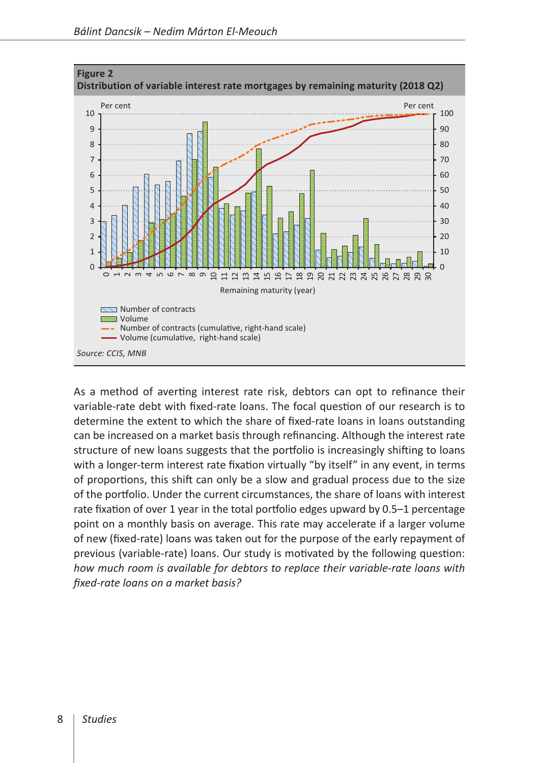**Figure 2**
**Distribution of variable interest rate mortgages by remaining maturity (2018 Q2)**

Source: CCIS, MNB

As a method of averting interest rate risk, debtors can opt to refinance their variable-rate debt with fixed-rate loans. The focal question of our research is to determine the extent to which the share of fixed-rate loans in loans outstanding can be increased on a market basis through refinancing. Although the interest rate structure of new loans suggests that the portfolio is increasingly shifting to loans with a longer-term interest rate fixation virtually "by itself" in any event, in terms of proportions, this shift can only be a slow and gradual process due to the size of the portfolio. Under the current circumstances, the share of loans with interest rate fixation of over 1 year in the total portfolio edges upward by 0.5–1 percentage point on a monthly basis on average. This rate may accelerate if a larger volume of new (fixed-rate) loans was taken out for the purpose of the early repayment of previous (variable-rate) loans. Our study is motivated by the following question: *how much room is available for debtors to replace their variable-rate loans with fixed-rate loans on a market basis?*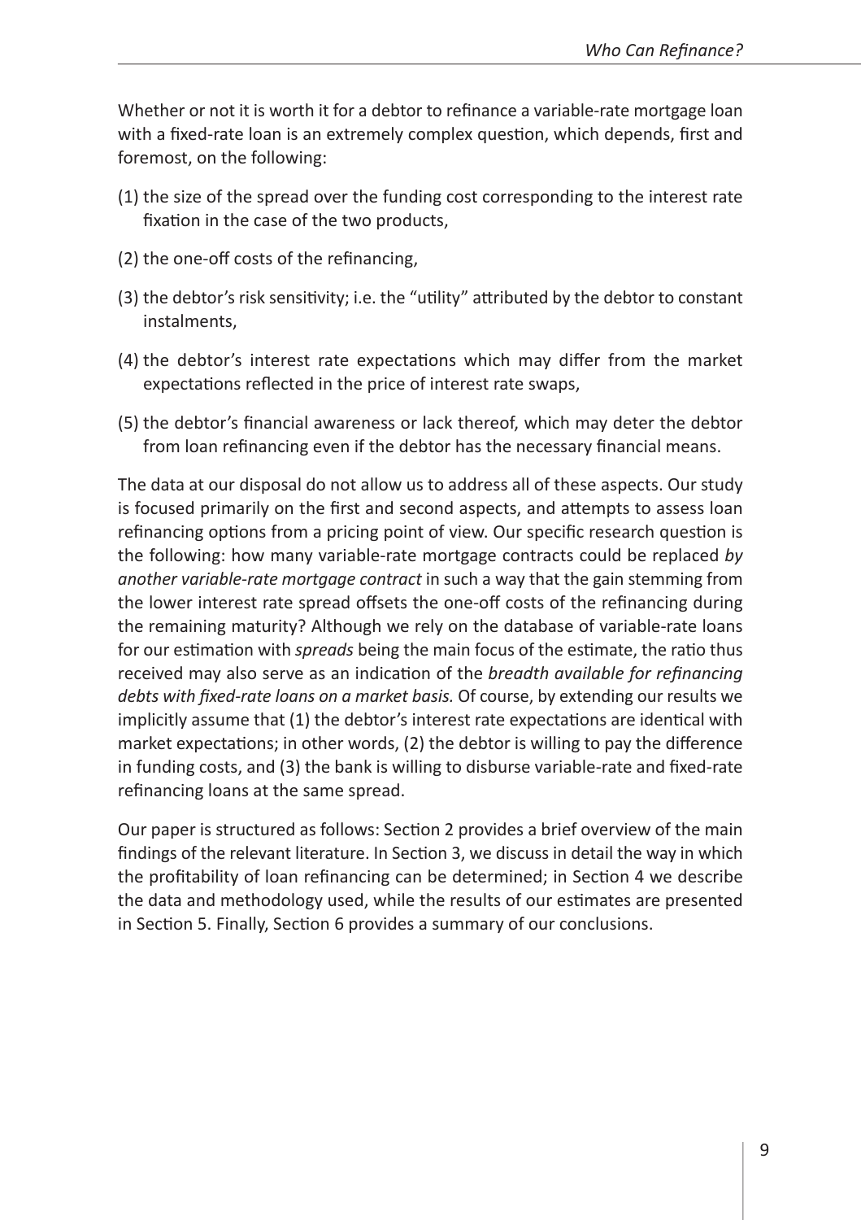Whether or not it is worth it for a debtor to refinance a variable-rate mortgage loan with a fixed-rate loan is an extremely complex question, which depends, first and foremost, on the following:

(1) the size of the spread over the funding cost corresponding to the interest rate fixation in the case of the two products,

(2) the one-off costs of the refinancing,

(3) the debtor's risk sensitivity; i.e. the "utility" attributed by the debtor to constant instalments,

(4) the debtor's interest rate expectations which may differ from the market expectations reflected in the price of interest rate swaps,

(5) the debtor's financial awareness or lack thereof, which may deter the debtor from loan refinancing even if the debtor has the necessary financial means.

The data at our disposal do not allow us to address all of these aspects. Our study is focused primarily on the first and second aspects, and attempts to assess loan refinancing options from a pricing point of view. Our specific research question is the following: how many variable-rate mortgage contracts could be replaced *by another variable-rate mortgage contract* in such a way that the gain stemming from the lower interest rate spread offsets the one-off costs of the refinancing during the remaining maturity? Although we rely on the database of variable-rate loans for our estimation with *spreads* being the main focus of the estimate, the ratio thus received may also serve as an indication of the *breadth available for refinancing debts with fixed-rate loans on a market basis.* Of course, by extending our results we implicitly assume that (1) the debtor's interest rate expectations are identical with market expectations; in other words, (2) the debtor is willing to pay the difference in funding costs, and (3) the bank is willing to disburse variable-rate and fixed-rate refinancing loans at the same spread.

Our paper is structured as follows: Section 2 provides a brief overview of the main findings of the relevant literature. In Section 3, we discuss in detail the way in which the profitability of loan refinancing can be determined; in Section 4 we describe the data and methodology used, while the results of our estimates are presented in Section 5. Finally, Section 6 provides a summary of our conclusions.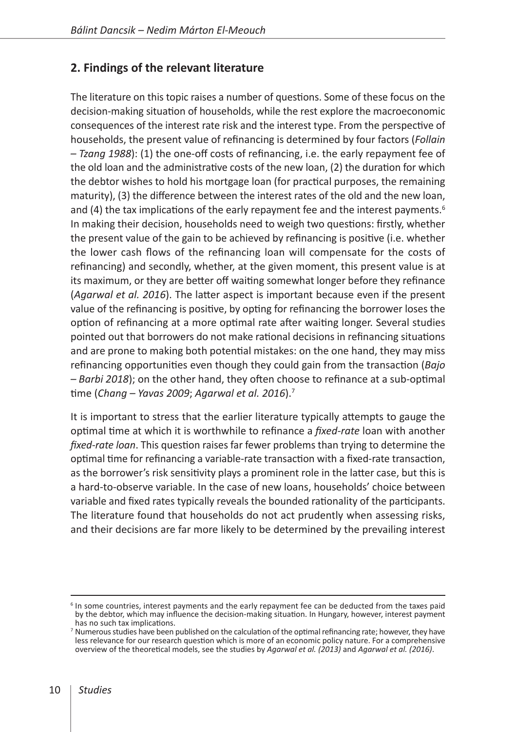## 2. Findings of the relevant literature

The literature on this topic raises a number of questions. Some of these focus on the decision-making situation of households, while the rest explore the macroeconomic consequences of the interest rate risk and the interest type. From the perspective of households, the present value of refinancing is determined by four factors (*Follain – Tzang 1988*): (1) the one-off costs of refinancing, i.e. the early repayment fee of the old loan and the administrative costs of the new loan, (2) the duration for which the debtor wishes to hold his mortgage loan (for practical purposes, the remaining maturity), (3) the difference between the interest rates of the old and the new loan, and (4) the tax implications of the early repayment fee and the interest payments.[6] In making their decision, households need to weigh two questions: firstly, whether the present value of the gain to be achieved by refinancing is positive (i.e. whether the lower cash flows of the refinancing loan will compensate for the costs of refinancing) and secondly, whether, at the given moment, this present value is at its maximum, or they are better off waiting somewhat longer before they refinance (*Agarwal et al. 2016*). The latter aspect is important because even if the present value of the refinancing is positive, by opting for refinancing the borrower loses the option of refinancing at a more optimal rate after waiting longer. Several studies pointed out that borrowers do not make rational decisions in refinancing situations and are prone to making both potential mistakes: on the one hand, they may miss refinancing opportunities even though they could gain from the transaction (*Bajo – Barbi 2018*); on the other hand, they often choose to refinance at a sub-optimal time (*Chang – Yavas 2009*; *Agarwal et al. 2016*).[7]

It is important to stress that the earlier literature typically attempts to gauge the optimal time at which it is worthwhile to refinance a *fixed-rate* loan with another *fixed-rate loan*. This question raises far fewer problems than trying to determine the optimal time for refinancing a variable-rate transaction with a fixed-rate transaction, as the borrower's risk sensitivity plays a prominent role in the latter case, but this is a hard-to-observe variable. In the case of new loans, households' choice between variable and fixed rates typically reveals the bounded rationality of the participants. The literature found that households do not act prudently when assessing risks, and their decisions are far more likely to be determined by the prevailing interest

---

[6] In some countries, interest payments and the early repayment fee can be deducted from the taxes paid by the debtor, which may influence the decision-making situation. In Hungary, however, interest payment has no such tax implications.

[7] Numerous studies have been published on the calculation of the optimal refinancing rate; however, they have less relevance for our research question which is more of an economic policy nature. For a comprehensive overview of the theoretical models, see the studies by *Agarwal et al. (2013)* and *Agarwal et al. (2016)*.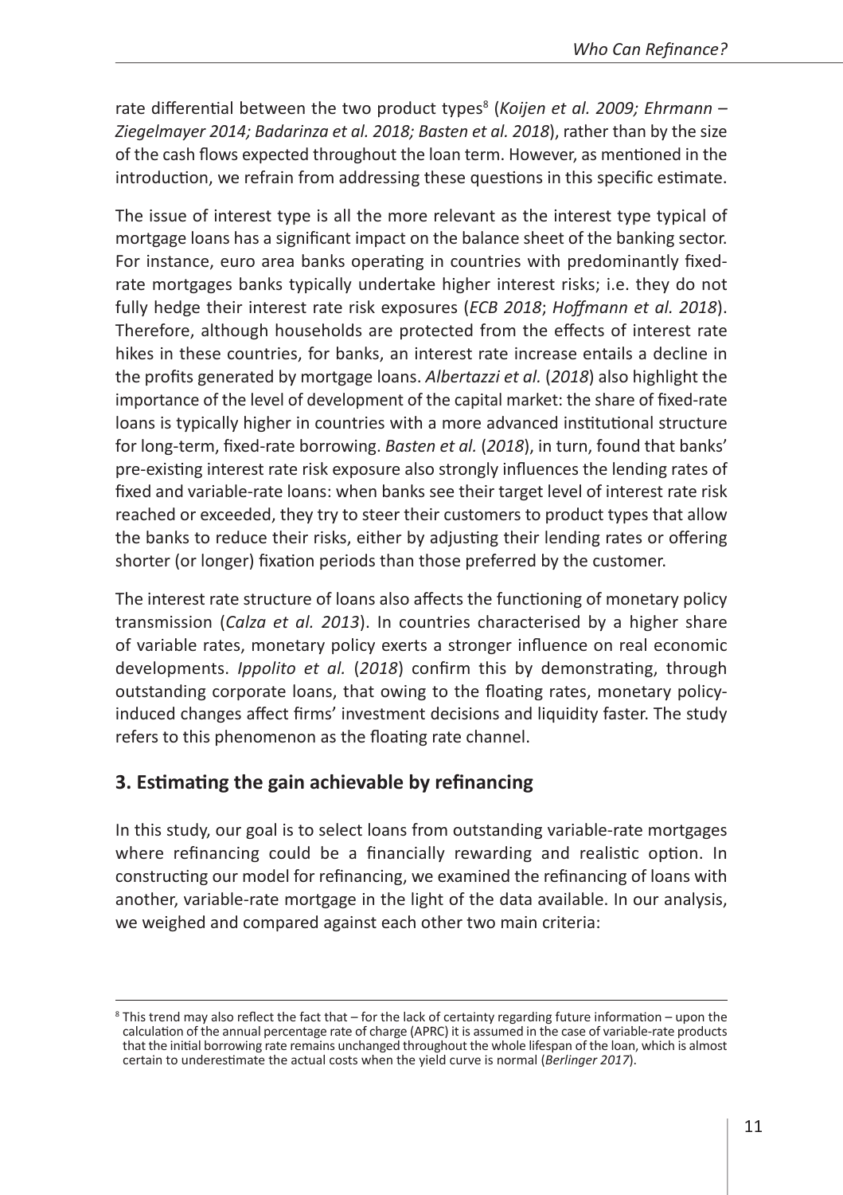rate differential between the two product types[8] (*Koijen et al. 2009; Ehrmann – Ziegelmayer 2014; Badarinza et al. 2018; Basten et al. 2018*), rather than by the size of the cash flows expected throughout the loan term. However, as mentioned in the introduction, we refrain from addressing these questions in this specific estimate.

The issue of interest type is all the more relevant as the interest type typical of mortgage loans has a significant impact on the balance sheet of the banking sector. For instance, euro area banks operating in countries with predominantly fixed-rate mortgages banks typically undertake higher interest risks; i.e. they do not fully hedge their interest rate risk exposures (*ECB 2018*; *Hoffmann et al. 2018*). Therefore, although households are protected from the effects of interest rate hikes in these countries, for banks, an interest rate increase entails a decline in the profits generated by mortgage loans. *Albertazzi et al.* (*2018*) also highlight the importance of the level of development of the capital market: the share of fixed-rate loans is typically higher in countries with a more advanced institutional structure for long-term, fixed-rate borrowing. *Basten et al.* (*2018*), in turn, found that banks' pre-existing interest rate risk exposure also strongly influences the lending rates of fixed and variable-rate loans: when banks see their target level of interest rate risk reached or exceeded, they try to steer their customers to product types that allow the banks to reduce their risks, either by adjusting their lending rates or offering shorter (or longer) fixation periods than those preferred by the customer.

The interest rate structure of loans also affects the functioning of monetary policy transmission (*Calza et al. 2013*). In countries characterised by a higher share of variable rates, monetary policy exerts a stronger influence on real economic developments. *Ippolito et al.* (*2018*) confirm this by demonstrating, through outstanding corporate loans, that owing to the floating rates, monetary policy-induced changes affect firms' investment decisions and liquidity faster. The study refers to this phenomenon as the floating rate channel.

## 3. Estimating the gain achievable by refinancing

In this study, our goal is to select loans from outstanding variable-rate mortgages where refinancing could be a financially rewarding and realistic option. In constructing our model for refinancing, we examined the refinancing of loans with another, variable-rate mortgage in the light of the data available. In our analysis, we weighed and compared against each other two main criteria:

---

[8] This trend may also reflect the fact that – for the lack of certainty regarding future information – upon the calculation of the annual percentage rate of charge (APRC) it is assumed in the case of variable-rate products that the initial borrowing rate remains unchanged throughout the whole lifespan of the loan, which is almost certain to underestimate the actual costs when the yield curve is normal (*Berlinger 2017*).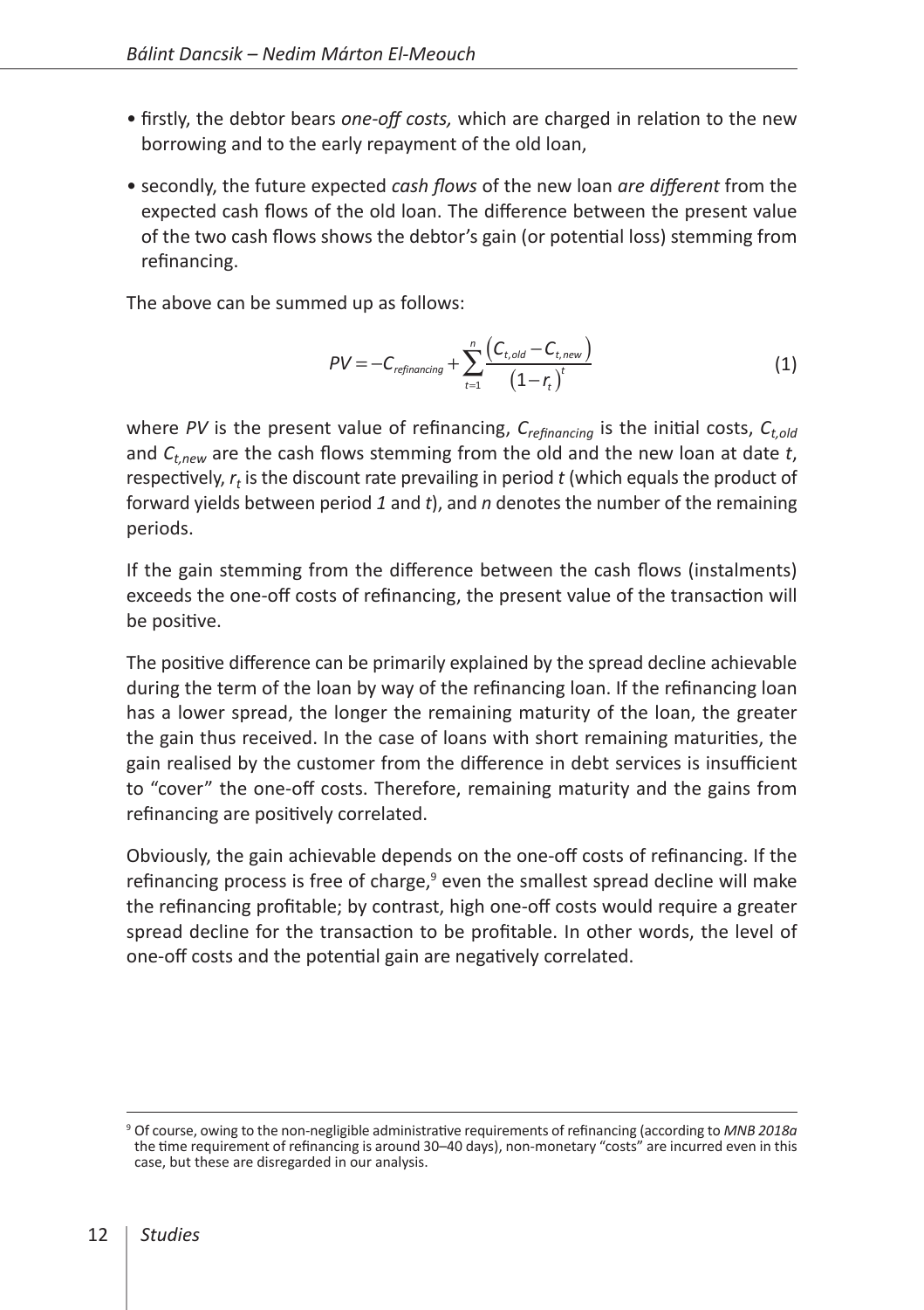- firstly, the debtor bears *one-off costs,* which are charged in relation to the new borrowing and to the early repayment of the old loan,
- secondly, the future expected *cash flows* of the new loan *are different* from the expected cash flows of the old loan. The difference between the present value of the two cash flows shows the debtor's gain (or potential loss) stemming from refinancing.

The above can be summed up as follows:

$$PV = -C_{refinancing} + \sum_{t=1}^{n} \frac{\left(C_{t,old} - C_{t,new}\right)}{\left(1 - r_t\right)^t} \tag{1}$$

where $PV$ is the present value of refinancing, $C_{refinancing}$ is the initial costs, $C_{t,old}$ and $C_{t,new}$ are the cash flows stemming from the old and the new loan at date $t$, respectively, $r_t$ is the discount rate prevailing in period $t$ (which equals the product of forward yields between period $1$ and $t$), and $n$ denotes the number of the remaining periods.

If the gain stemming from the difference between the cash flows (instalments) exceeds the one-off costs of refinancing, the present value of the transaction will be positive.

The positive difference can be primarily explained by the spread decline achievable during the term of the loan by way of the refinancing loan. If the refinancing loan has a lower spread, the longer the remaining maturity of the loan, the greater the gain thus received. In the case of loans with short remaining maturities, the gain realised by the customer from the difference in debt services is insufficient to "cover" the one-off costs. Therefore, remaining maturity and the gains from refinancing are positively correlated.

Obviously, the gain achievable depends on the one-off costs of refinancing. If the refinancing process is free of charge,[9] even the smallest spread decline will make the refinancing profitable; by contrast, high one-off costs would require a greater spread decline for the transaction to be profitable. In other words, the level of one-off costs and the potential gain are negatively correlated.

[9] Of course, owing to the non-negligible administrative requirements of refinancing (according to *MNB 2018a* the time requirement of refinancing is around 30–40 days), non-monetary "costs" are incurred even in this case, but these are disregarded in our analysis.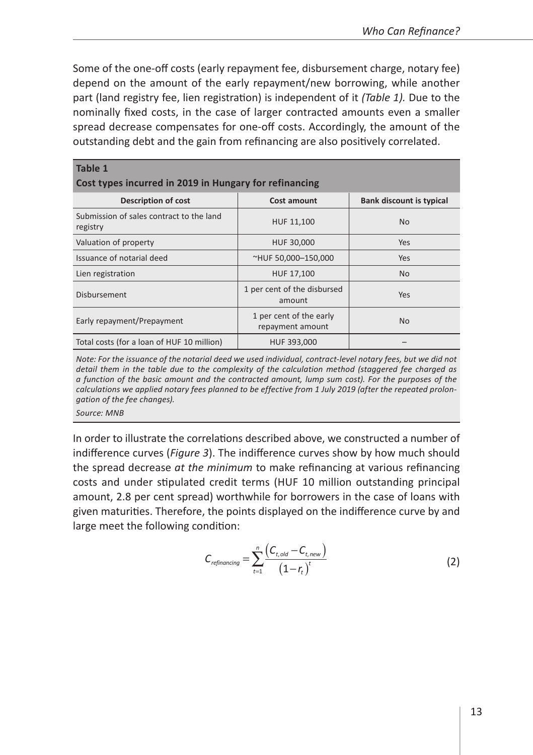Some of the one-off costs (early repayment fee, disbursement charge, notary fee) depend on the amount of the early repayment/new borrowing, while another part (land registry fee, lien registration) is independent of it *(Table 1).* Due to the nominally fixed costs, in the case of larger contracted amounts even a smaller spread decrease compensates for one-off costs. Accordingly, the amount of the outstanding debt and the gain from refinancing are also positively correlated.

**Table 1**
**Cost types incurred in 2019 in Hungary for refinancing**

| Description of cost | Cost amount | Bank discount is typical |
|---|---|---|
| Submission of sales contract to the land registry | HUF 11,100 | No |
| Valuation of property | HUF 30,000 | Yes |
| Issuance of notarial deed | ~HUF 50,000–150,000 | Yes |
| Lien registration | HUF 17,100 | No |
| Disbursement | 1 per cent of the disbursed amount | Yes |
| Early repayment/Prepayment | 1 per cent of the early repayment amount | No |
| Total costs (for a loan of HUF 10 million) | HUF 393,000 | – |

*Note: For the issuance of the notarial deed we used individual, contract-level notary fees, but we did not detail them in the table due to the complexity of the calculation method (staggered fee charged as a function of the basic amount and the contracted amount, lump sum cost). For the purposes of the calculations we applied notary fees planned to be effective from 1 July 2019 (after the repeated prolongation of the fee changes).*

*Source: MNB*

In order to illustrate the correlations described above, we constructed a number of indifference curves (*Figure 3*). The indifference curves show by how much should the spread decrease *at the minimum* to make refinancing at various refinancing costs and under stipulated credit terms (HUF 10 million outstanding principal amount, 2.8 per cent spread) worthwhile for borrowers in the case of loans with given maturities. Therefore, the points displayed on the indifference curve by and large meet the following condition:

$$C_{refinancing} = \sum_{t=1}^{n} \frac{\left(C_{t,old} - C_{t,new}\right)}{\left(1 - r_t\right)^t} \tag{2}$$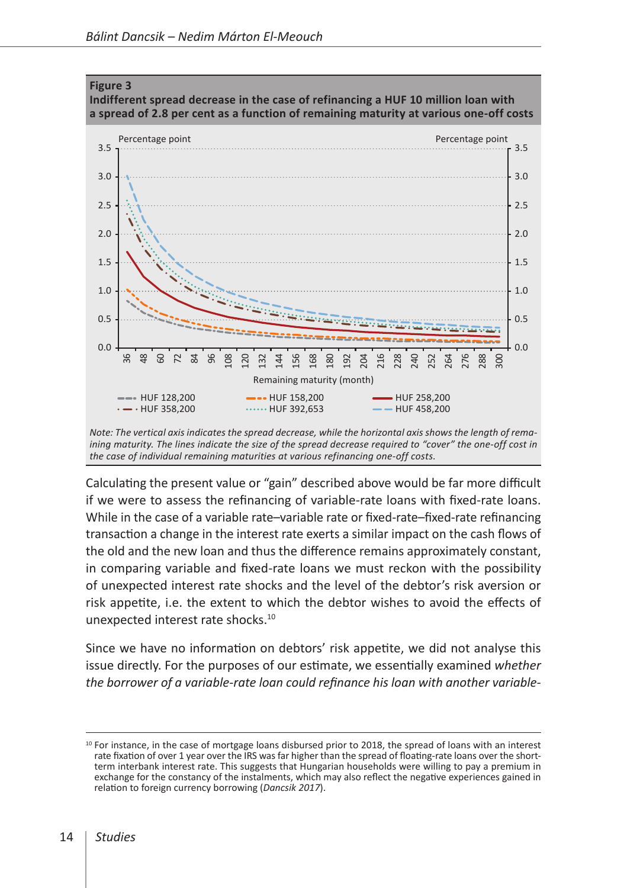**Figure 3**
**Indifferent spread decrease in the case of refinancing a HUF 10 million loan with a spread of 2.8 per cent as a function of remaining maturity at various one-off costs**

*Note: The vertical axis indicates the spread decrease, while the horizontal axis shows the length of remaining maturity. The lines indicate the size of the spread decrease required to "cover" the one-off cost in the case of individual remaining maturities at various refinancing one-off costs.*

Calculating the present value or "gain" described above would be far more difficult if we were to assess the refinancing of variable-rate loans with fixed-rate loans. While in the case of a variable rate–variable rate or fixed-rate–fixed-rate refinancing transaction a change in the interest rate exerts a similar impact on the cash flows of the old and the new loan and thus the difference remains approximately constant, in comparing variable and fixed-rate loans we must reckon with the possibility of unexpected interest rate shocks and the level of the debtor's risk aversion or risk appetite, i.e. the extent to which the debtor wishes to avoid the effects of unexpected interest rate shocks.[10]

Since we have no information on debtors' risk appetite, we did not analyse this issue directly. For the purposes of our estimate, we essentially examined *whether the borrower of a variable-rate loan could refinance his loan with another variable-*

[10] For instance, in the case of mortgage loans disbursed prior to 2018, the spread of loans with an interest rate fixation of over 1 year over the IRS was far higher than the spread of floating-rate loans over the short-term interbank interest rate. This suggests that Hungarian households were willing to pay a premium in exchange for the constancy of the instalments, which may also reflect the negative experiences gained in relation to foreign currency borrowing (*Dancsik 2017*).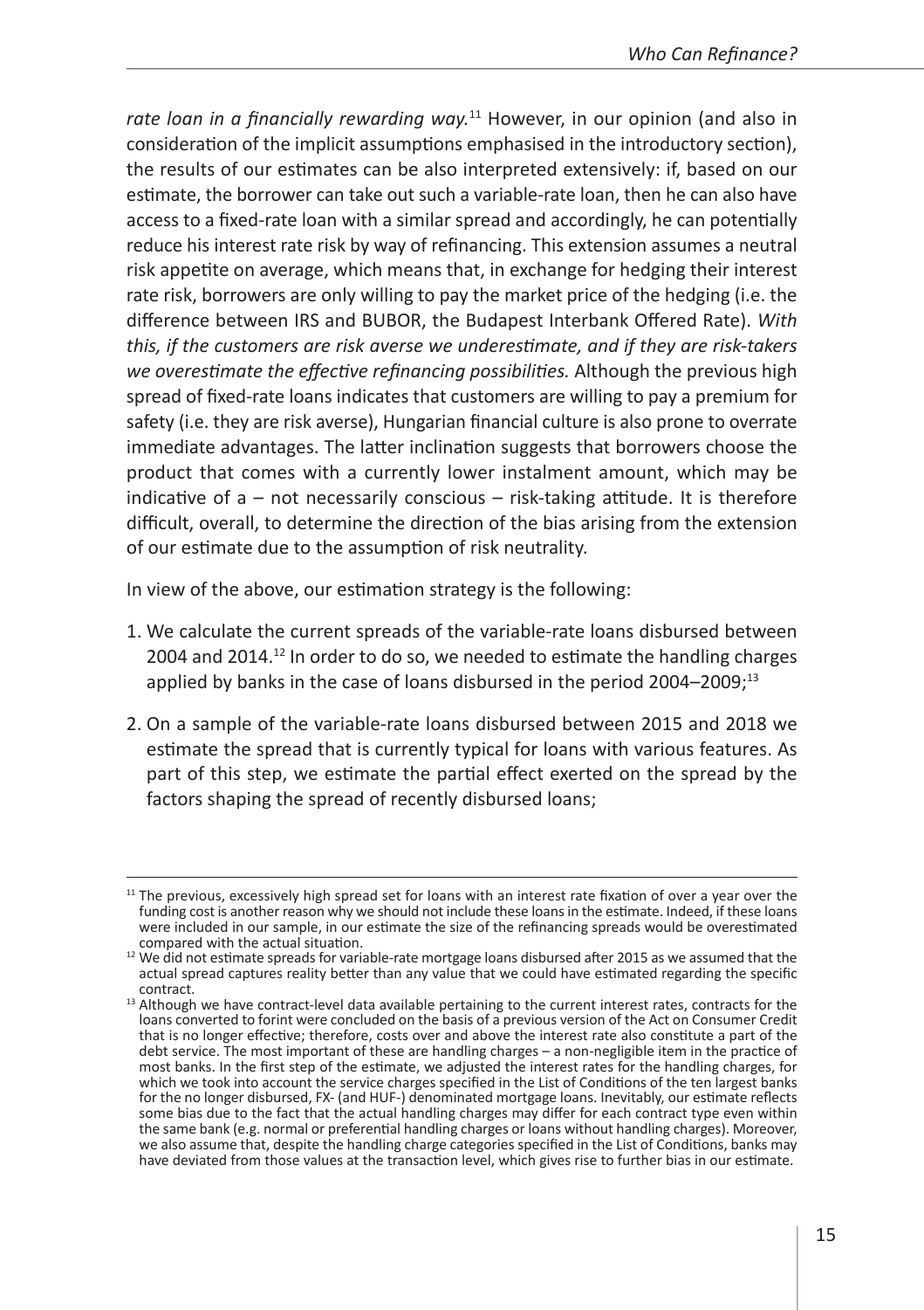*rate loan in a financially rewarding way.*[11] However, in our opinion (and also in consideration of the implicit assumptions emphasised in the introductory section), the results of our estimates can be also interpreted extensively: if, based on our estimate, the borrower can take out such a variable-rate loan, then he can also have access to a fixed-rate loan with a similar spread and accordingly, he can potentially reduce his interest rate risk by way of refinancing. This extension assumes a neutral risk appetite on average, which means that, in exchange for hedging their interest rate risk, borrowers are only willing to pay the market price of the hedging (i.e. the difference between IRS and BUBOR, the Budapest Interbank Offered Rate). *With this, if the customers are risk averse we underestimate, and if they are risk-takers we overestimate the effective refinancing possibilities.* Although the previous high spread of fixed-rate loans indicates that customers are willing to pay a premium for safety (i.e. they are risk averse), Hungarian financial culture is also prone to overrate immediate advantages. The latter inclination suggests that borrowers choose the product that comes with a currently lower instalment amount, which may be indicative of a – not necessarily conscious – risk-taking attitude. It is therefore difficult, overall, to determine the direction of the bias arising from the extension of our estimate due to the assumption of risk neutrality.

In view of the above, our estimation strategy is the following:

1. We calculate the current spreads of the variable-rate loans disbursed between 2004 and 2014.[12] In order to do so, we needed to estimate the handling charges applied by banks in the case of loans disbursed in the period 2004–2009;[13]
2. On a sample of the variable-rate loans disbursed between 2015 and 2018 we estimate the spread that is currently typical for loans with various features. As part of this step, we estimate the partial effect exerted on the spread by the factors shaping the spread of recently disbursed loans;

---

[11] The previous, excessively high spread set for loans with an interest rate fixation of over a year over the funding cost is another reason why we should not include these loans in the estimate. Indeed, if these loans were included in our sample, in our estimate the size of the refinancing spreads would be overestimated compared with the actual situation.

[12] We did not estimate spreads for variable-rate mortgage loans disbursed after 2015 as we assumed that the actual spread captures reality better than any value that we could have estimated regarding the specific contract.

[13] Although we have contract-level data available pertaining to the current interest rates, contracts for the loans converted to forint were concluded on the basis of a previous version of the Act on Consumer Credit that is no longer effective; therefore, costs over and above the interest rate also constitute a part of the debt service. The most important of these are handling charges – a non-negligible item in the practice of most banks. In the first step of the estimate, we adjusted the interest rates for the handling charges, for which we took into account the service charges specified in the List of Conditions of the ten largest banks for the no longer disbursed, FX- (and HUF-) denominated mortgage loans. Inevitably, our estimate reflects some bias due to the fact that the actual handling charges may differ for each contract type even within the same bank (e.g. normal or preferential handling charges or loans without handling charges). Moreover, we also assume that, despite the handling charge categories specified in the List of Conditions, banks may have deviated from those values at the transaction level, which gives rise to further bias in our estimate.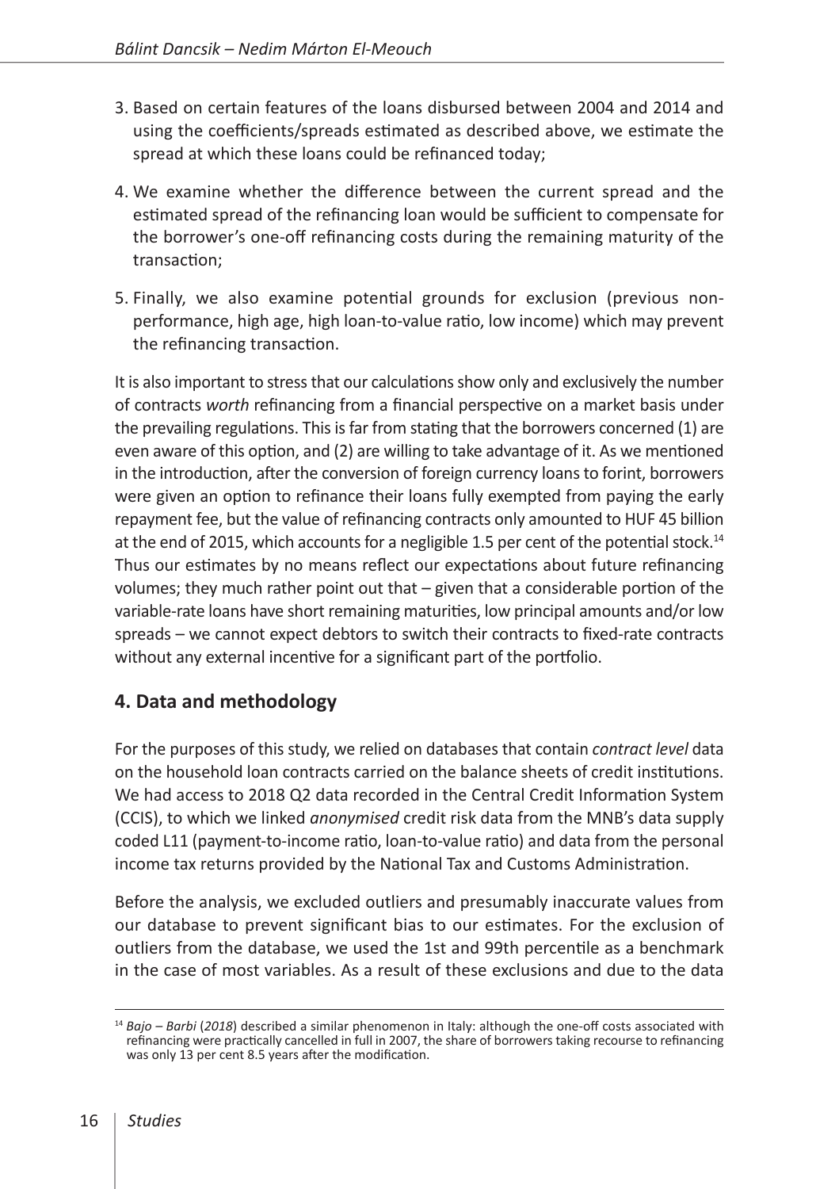3. Based on certain features of the loans disbursed between 2004 and 2014 and using the coefficients/spreads estimated as described above, we estimate the spread at which these loans could be refinanced today;

4. We examine whether the difference between the current spread and the estimated spread of the refinancing loan would be sufficient to compensate for the borrower's one-off refinancing costs during the remaining maturity of the transaction;

5. Finally, we also examine potential grounds for exclusion (previous non-performance, high age, high loan-to-value ratio, low income) which may prevent the refinancing transaction.

It is also important to stress that our calculations show only and exclusively the number of contracts *worth* refinancing from a financial perspective on a market basis under the prevailing regulations. This is far from stating that the borrowers concerned (1) are even aware of this option, and (2) are willing to take advantage of it. As we mentioned in the introduction, after the conversion of foreign currency loans to forint, borrowers were given an option to refinance their loans fully exempted from paying the early repayment fee, but the value of refinancing contracts only amounted to HUF 45 billion at the end of 2015, which accounts for a negligible 1.5 per cent of the potential stock.[14] Thus our estimates by no means reflect our expectations about future refinancing volumes; they much rather point out that – given that a considerable portion of the variable-rate loans have short remaining maturities, low principal amounts and/or low spreads – we cannot expect debtors to switch their contracts to fixed-rate contracts without any external incentive for a significant part of the portfolio.

## 4. Data and methodology

For the purposes of this study, we relied on databases that contain *contract level* data on the household loan contracts carried on the balance sheets of credit institutions. We had access to 2018 Q2 data recorded in the Central Credit Information System (CCIS), to which we linked *anonymised* credit risk data from the MNB's data supply coded L11 (payment-to-income ratio, loan-to-value ratio) and data from the personal income tax returns provided by the National Tax and Customs Administration.

Before the analysis, we excluded outliers and presumably inaccurate values from our database to prevent significant bias to our estimates. For the exclusion of outliers from the database, we used the 1st and 99th percentile as a benchmark in the case of most variables. As a result of these exclusions and due to the data

[14] *Bajo – Barbi* (*2018*) described a similar phenomenon in Italy: although the one-off costs associated with refinancing were practically cancelled in full in 2007, the share of borrowers taking recourse to refinancing was only 13 per cent 8.5 years after the modification.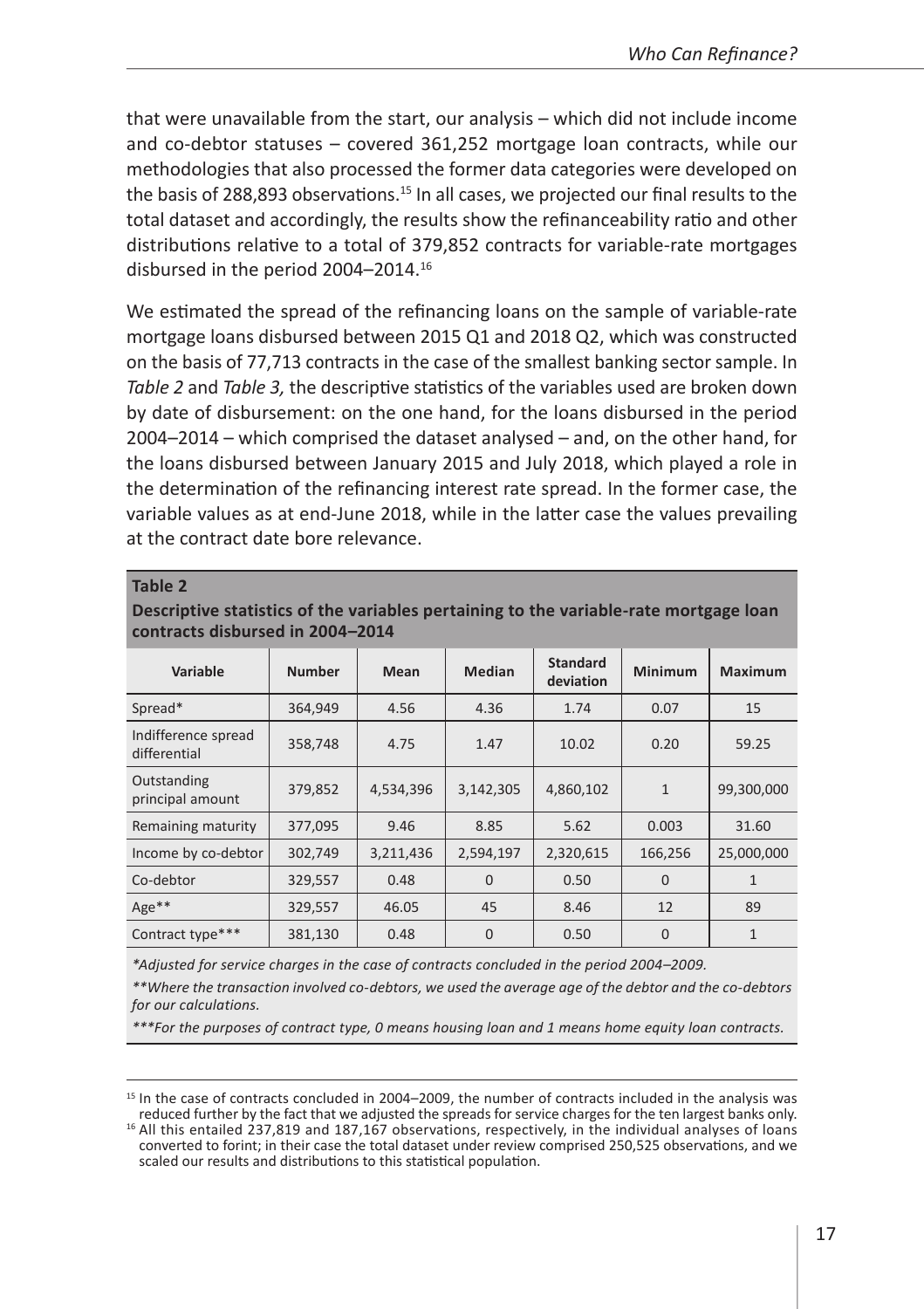that were unavailable from the start, our analysis – which did not include income and co-debtor statuses – covered 361,252 mortgage loan contracts, while our methodologies that also processed the former data categories were developed on the basis of 288,893 observations.[15] In all cases, we projected our final results to the total dataset and accordingly, the results show the refinanceability ratio and other distributions relative to a total of 379,852 contracts for variable-rate mortgages disbursed in the period 2004–2014.[16]

We estimated the spread of the refinancing loans on the sample of variable-rate mortgage loans disbursed between 2015 Q1 and 2018 Q2, which was constructed on the basis of 77,713 contracts in the case of the smallest banking sector sample. In *Table 2* and *Table 3,* the descriptive statistics of the variables used are broken down by date of disbursement: on the one hand, for the loans disbursed in the period 2004–2014 – which comprised the dataset analysed – and, on the other hand, for the loans disbursed between January 2015 and July 2018, which played a role in the determination of the refinancing interest rate spread. In the former case, the variable values as at end-June 2018, while in the latter case the values prevailing at the contract date bore relevance.

**Table 2**
**Descriptive statistics of the variables pertaining to the variable-rate mortgage loan contracts disbursed in 2004–2014**

| Variable | Number | Mean | Median | Standard deviation | Minimum | Maximum |
|---|---|---|---|---|---|---|
| Spread* | 364,949 | 4.56 | 4.36 | 1.74 | 0.07 | 15 |
| Indifference spread differential | 358,748 | 4.75 | 1.47 | 10.02 | 0.20 | 59.25 |
| Outstanding principal amount | 379,852 | 4,534,396 | 3,142,305 | 4,860,102 | 1 | 99,300,000 |
| Remaining maturity | 377,095 | 9.46 | 8.85 | 5.62 | 0.003 | 31.60 |
| Income by co-debtor | 302,749 | 3,211,436 | 2,594,197 | 2,320,615 | 166,256 | 25,000,000 |
| Co-debtor | 329,557 | 0.48 | 0 | 0.50 | 0 | 1 |
| Age** | 329,557 | 46.05 | 45 | 8.46 | 12 | 89 |
| Contract type*** | 381,130 | 0.48 | 0 | 0.50 | 0 | 1 |

*\*Adjusted for service charges in the case of contracts concluded in the period 2004–2009.*

*\*\*Where the transaction involved co-debtors, we used the average age of the debtor and the co-debtors for our calculations.*

*\*\*\*For the purposes of contract type, 0 means housing loan and 1 means home equity loan contracts.*

[15] In the case of contracts concluded in 2004–2009, the number of contracts included in the analysis was reduced further by the fact that we adjusted the spreads for service charges for the ten largest banks only.

[16] All this entailed 237,819 and 187,167 observations, respectively, in the individual analyses of loans converted to forint; in their case the total dataset under review comprised 250,525 observations, and we scaled our results and distributions to this statistical population.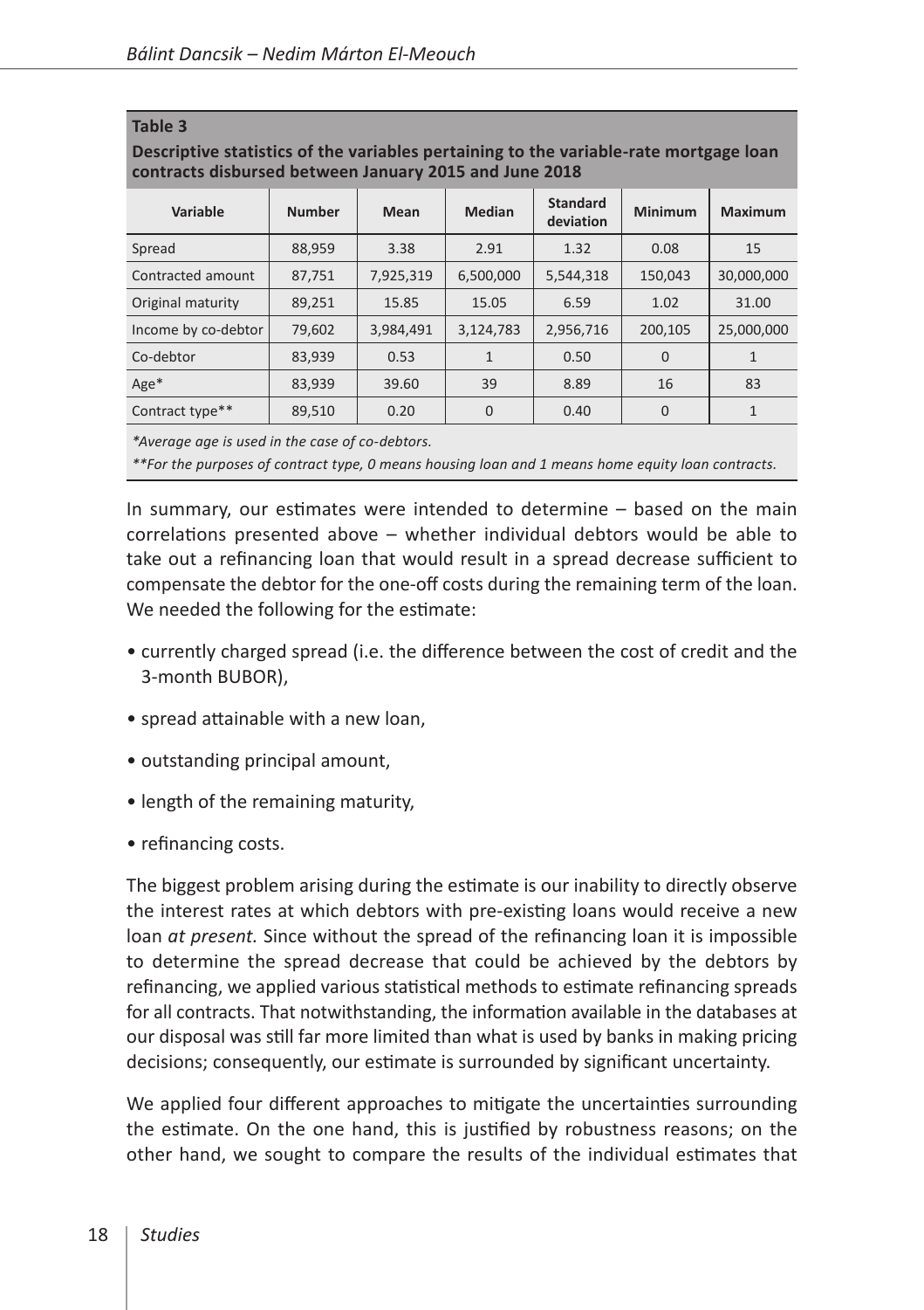**Table 3**

**Descriptive statistics of the variables pertaining to the variable-rate mortgage loan contracts disbursed between January 2015 and June 2018**

| Variable | Number | Mean | Median | Standard deviation | Minimum | Maximum |
|---|---|---|---|---|---|---|
| Spread | 88,959 | 3.38 | 2.91 | 1.32 | 0.08 | 15 |
| Contracted amount | 87,751 | 7,925,319 | 6,500,000 | 5,544,318 | 150,043 | 30,000,000 |
| Original maturity | 89,251 | 15.85 | 15.05 | 6.59 | 1.02 | 31.00 |
| Income by co-debtor | 79,602 | 3,984,491 | 3,124,783 | 2,956,716 | 200,105 | 25,000,000 |
| Co-debtor | 83,939 | 0.53 | 1 | 0.50 | 0 | 1 |
| Age* | 83,939 | 39.60 | 39 | 8.89 | 16 | 83 |
| Contract type** | 89,510 | 0.20 | 0 | 0.40 | 0 | 1 |

*\*Average age is used in the case of co-debtors.*

*\*\*For the purposes of contract type, 0 means housing loan and 1 means home equity loan contracts.*

In summary, our estimates were intended to determine – based on the main correlations presented above – whether individual debtors would be able to take out a refinancing loan that would result in a spread decrease sufficient to compensate the debtor for the one-off costs during the remaining term of the loan. We needed the following for the estimate:

- currently charged spread (i.e. the difference between the cost of credit and the 3-month BUBOR),
- spread attainable with a new loan,
- outstanding principal amount,
- length of the remaining maturity,
- refinancing costs.

The biggest problem arising during the estimate is our inability to directly observe the interest rates at which debtors with pre-existing loans would receive a new loan *at present.* Since without the spread of the refinancing loan it is impossible to determine the spread decrease that could be achieved by the debtors by refinancing, we applied various statistical methods to estimate refinancing spreads for all contracts. That notwithstanding, the information available in the databases at our disposal was still far more limited than what is used by banks in making pricing decisions; consequently, our estimate is surrounded by significant uncertainty.

We applied four different approaches to mitigate the uncertainties surrounding the estimate. On the one hand, this is justified by robustness reasons; on the other hand, we sought to compare the results of the individual estimates that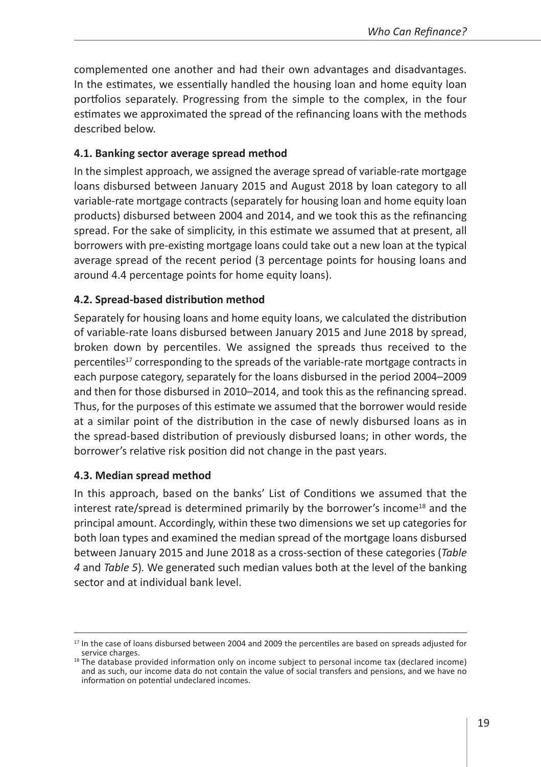complemented one another and had their own advantages and disadvantages. In the estimates, we essentially handled the housing loan and home equity loan portfolios separately. Progressing from the simple to the complex, in the four estimates we approximated the spread of the refinancing loans with the methods described below.

### 4.1. Banking sector average spread method

In the simplest approach, we assigned the average spread of variable-rate mortgage loans disbursed between January 2015 and August 2018 by loan category to all variable-rate mortgage contracts (separately for housing loan and home equity loan products) disbursed between 2004 and 2014, and we took this as the refinancing spread. For the sake of simplicity, in this estimate we assumed that at present, all borrowers with pre-existing mortgage loans could take out a new loan at the typical average spread of the recent period (3 percentage points for housing loans and around 4.4 percentage points for home equity loans).

### 4.2. Spread-based distribution method

Separately for housing loans and home equity loans, we calculated the distribution of variable-rate loans disbursed between January 2015 and June 2018 by spread, broken down by percentiles. We assigned the spreads thus received to the percentiles[17] corresponding to the spreads of the variable-rate mortgage contracts in each purpose category, separately for the loans disbursed in the period 2004–2009 and then for those disbursed in 2010–2014, and took this as the refinancing spread. Thus, for the purposes of this estimate we assumed that the borrower would reside at a similar point of the distribution in the case of newly disbursed loans as in the spread-based distribution of previously disbursed loans; in other words, the borrower's relative risk position did not change in the past years.

### 4.3. Median spread method

In this approach, based on the banks' List of Conditions we assumed that the interest rate/spread is determined primarily by the borrower's income[18] and the principal amount. Accordingly, within these two dimensions we set up categories for both loan types and examined the median spread of the mortgage loans disbursed between January 2015 and June 2018 as a cross-section of these categories (*Table 4* and *Table 5*). We generated such median values both at the level of the banking sector and at individual bank level.

---

[17] In the case of loans disbursed between 2004 and 2009 the percentiles are based on spreads adjusted for service charges.

[18] The database provided information only on income subject to personal income tax (declared income) and as such, our income data do not contain the value of social transfers and pensions, and we have no information on potential undeclared incomes.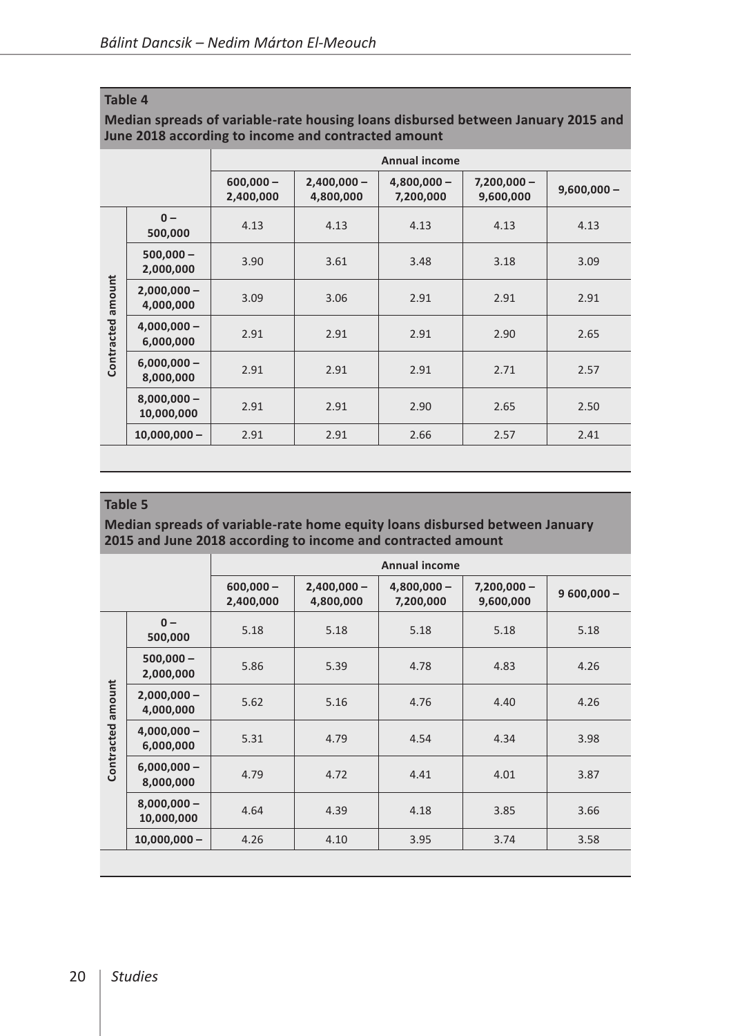**Table 4**

**Median spreads of variable-rate housing loans disbursed between January 2015 and June 2018 according to income and contracted amount**

| | | Annual income | | | | |
|---|---|---|---|---|---|---|
| | | 600,000 – 2,400,000 | 2,400,000 – 4,800,000 | 4,800,000 – 7,200,000 | 7,200,000 – 9,600,000 | 9,600,000 – |
| Contracted amount | 0 – 500,000 | 4.13 | 4.13 | 4.13 | 4.13 | 4.13 |
| | 500,000 – 2,000,000 | 3.90 | 3.61 | 3.48 | 3.18 | 3.09 |
| | 2,000,000 – 4,000,000 | 3.09 | 3.06 | 2.91 | 2.91 | 2.91 |
| | 4,000,000 – 6,000,000 | 2.91 | 2.91 | 2.91 | 2.90 | 2.65 |
| | 6,000,000 – 8,000,000 | 2.91 | 2.91 | 2.91 | 2.71 | 2.57 |
| | 8,000,000 – 10,000,000 | 2.91 | 2.91 | 2.90 | 2.65 | 2.50 |
| | 10,000,000 – | 2.91 | 2.91 | 2.66 | 2.57 | 2.41 |

**Table 5**

**Median spreads of variable-rate home equity loans disbursed between January 2015 and June 2018 according to income and contracted amount**

| | | Annual income | | | | |
|---|---|---|---|---|---|---|
| | | 600,000 – 2,400,000 | 2,400,000 – 4,800,000 | 4,800,000 – 7,200,000 | 7,200,000 – 9,600,000 | 9 600,000 – |
| Contracted amount | 0 – 500,000 | 5.18 | 5.18 | 5.18 | 5.18 | 5.18 |
| | 500,000 – 2,000,000 | 5.86 | 5.39 | 4.78 | 4.83 | 4.26 |
| | 2,000,000 – 4,000,000 | 5.62 | 5.16 | 4.76 | 4.40 | 4.26 |
| | 4,000,000 – 6,000,000 | 5.31 | 4.79 | 4.54 | 4.34 | 3.98 |
| | 6,000,000 – 8,000,000 | 4.79 | 4.72 | 4.41 | 4.01 | 3.87 |
| | 8,000,000 – 10,000,000 | 4.64 | 4.39 | 4.18 | 3.85 | 3.66 |
| | 10,000,000 – | 4.26 | 4.10 | 3.95 | 3.74 | 3.58 |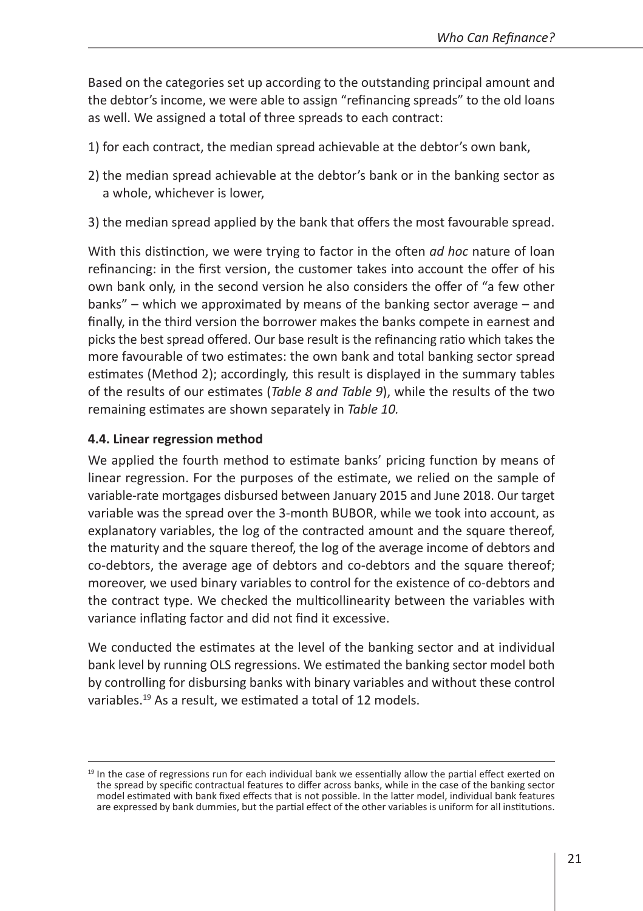Based on the categories set up according to the outstanding principal amount and the debtor's income, we were able to assign "refinancing spreads" to the old loans as well. We assigned a total of three spreads to each contract:

1) for each contract, the median spread achievable at the debtor's own bank,

2) the median spread achievable at the debtor's bank or in the banking sector as a whole, whichever is lower,

3) the median spread applied by the bank that offers the most favourable spread.

With this distinction, we were trying to factor in the often *ad hoc* nature of loan refinancing: in the first version, the customer takes into account the offer of his own bank only, in the second version he also considers the offer of "a few other banks" – which we approximated by means of the banking sector average – and finally, in the third version the borrower makes the banks compete in earnest and picks the best spread offered. Our base result is the refinancing ratio which takes the more favourable of two estimates: the own bank and total banking sector spread estimates (Method 2); accordingly, this result is displayed in the summary tables of the results of our estimates (*Table 8 and Table 9*), while the results of the two remaining estimates are shown separately in *Table 10.*

### 4.4. Linear regression method

We applied the fourth method to estimate banks' pricing function by means of linear regression. For the purposes of the estimate, we relied on the sample of variable-rate mortgages disbursed between January 2015 and June 2018. Our target variable was the spread over the 3-month BUBOR, while we took into account, as explanatory variables, the log of the contracted amount and the square thereof, the maturity and the square thereof, the log of the average income of debtors and co-debtors, the average age of debtors and co-debtors and the square thereof; moreover, we used binary variables to control for the existence of co-debtors and the contract type. We checked the multicollinearity between the variables with variance inflating factor and did not find it excessive.

We conducted the estimates at the level of the banking sector and at individual bank level by running OLS regressions. We estimated the banking sector model both by controlling for disbursing banks with binary variables and without these control variables.[19] As a result, we estimated a total of 12 models.

[19] In the case of regressions run for each individual bank we essentially allow the partial effect exerted on the spread by specific contractual features to differ across banks, while in the case of the banking sector model estimated with bank fixed effects that is not possible. In the latter model, individual bank features are expressed by bank dummies, but the partial effect of the other variables is uniform for all institutions.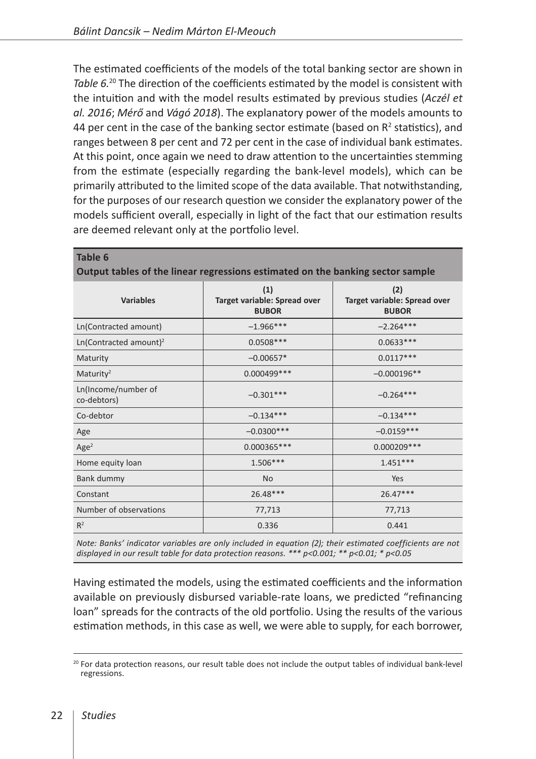The estimated coefficients of the models of the total banking sector are shown in *Table 6.*[20] The direction of the coefficients estimated by the model is consistent with the intuition and with the model results estimated by previous studies (*Aczél et al. 2016*; *Mérő* and *Vágó 2018*). The explanatory power of the models amounts to 44 per cent in the case of the banking sector estimate (based on $R^2$ statistics), and ranges between 8 per cent and 72 per cent in the case of individual bank estimates. At this point, once again we need to draw attention to the uncertainties stemming from the estimate (especially regarding the bank-level models), which can be primarily attributed to the limited scope of the data available. That notwithstanding, for the purposes of our research question we consider the explanatory power of the models sufficient overall, especially in light of the fact that our estimation results are deemed relevant only at the portfolio level.

**Table 6**
**Output tables of the linear regressions estimated on the banking sector sample**

| Variables | (1) Target variable: Spread over BUBOR | (2) Target variable: Spread over BUBOR |
|---|---|---|
| Ln(Contracted amount) | –1.966*** | –2.264*** |
| Ln(Contracted amount)$^2$ | 0.0508*** | 0.0633*** |
| Maturity | –0.00657* | 0.0117*** |
| Maturity$^2$ | 0.000499*** | –0.000196** |
| Ln(Income/number of co-debtors) | –0.301*** | –0.264*** |
| Co-debtor | –0.134*** | –0.134*** |
| Age | –0.0300*** | –0.0159*** |
| Age$^2$ | 0.000365*** | 0.000209*** |
| Home equity loan | 1.506*** | 1.451*** |
| Bank dummy | No | Yes |
| Constant | 26.48*** | 26.47*** |
| Number of observations | 77,713 | 77,713 |
| $R^2$ | 0.336 | 0.441 |

*Note: Banks' indicator variables are only included in equation (2); their estimated coefficients are not displayed in our result table for data protection reasons. *** p<0.001; ** p<0.01; * p<0.05*

Having estimated the models, using the estimated coefficients and the information available on previously disbursed variable-rate loans, we predicted "refinancing loan" spreads for the contracts of the old portfolio. Using the results of the various estimation methods, in this case as well, we were able to supply, for each borrower,

[20] For data protection reasons, our result table does not include the output tables of individual bank-level regressions.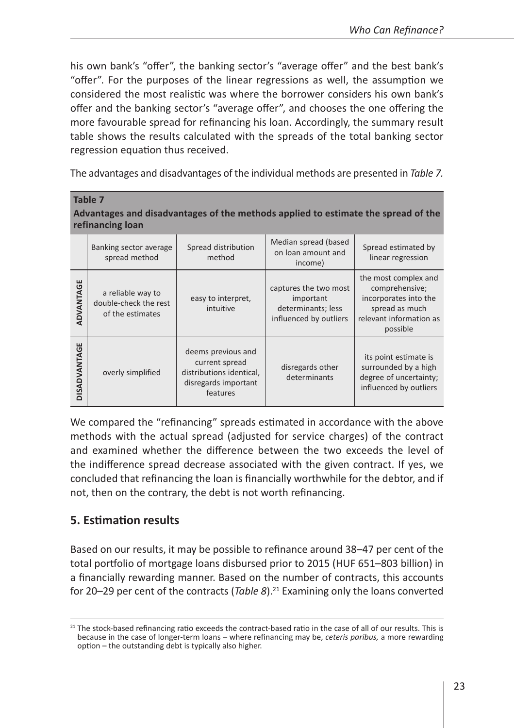his own bank's "offer", the banking sector's "average offer" and the best bank's "offer". For the purposes of the linear regressions as well, the assumption we considered the most realistic was where the borrower considers his own bank's offer and the banking sector's "average offer", and chooses the one offering the more favourable spread for refinancing his loan. Accordingly, the summary result table shows the results calculated with the spreads of the total banking sector regression equation thus received.

The advantages and disadvantages of the individual methods are presented in *Table 7.*

**Table 7**
**Advantages and disadvantages of the methods applied to estimate the spread of the refinancing loan**

| | Banking sector average spread method | Spread distribution method | Median spread (based on loan amount and income) | Spread estimated by linear regression |
|---|---|---|---|---|
| **ADVANTAGE** | a reliable way to double-check the rest of the estimates | easy to interpret, intuitive | captures the two most important determinants; less influenced by outliers | the most complex and comprehensive; incorporates into the spread as much relevant information as possible |
| **DISADVANTAGE** | overly simplified | deems previous and current spread distributions identical, disregards important features | disregards other determinants | its point estimate is surrounded by a high degree of uncertainty; influenced by outliers |

We compared the "refinancing" spreads estimated in accordance with the above methods with the actual spread (adjusted for service charges) of the contract and examined whether the difference between the two exceeds the level of the indifference spread decrease associated with the given contract. If yes, we concluded that refinancing the loan is financially worthwhile for the debtor, and if not, then on the contrary, the debt is not worth refinancing.

## 5. Estimation results

Based on our results, it may be possible to refinance around 38–47 per cent of the total portfolio of mortgage loans disbursed prior to 2015 (HUF 651–803 billion) in a financially rewarding manner. Based on the number of contracts, this accounts for 20–29 per cent of the contracts (*Table 8*).[21] Examining only the loans converted

[21] The stock-based refinancing ratio exceeds the contract-based ratio in the case of all of our results. This is because in the case of longer-term loans – where refinancing may be, *ceteris paribus,* a more rewarding option – the outstanding debt is typically also higher.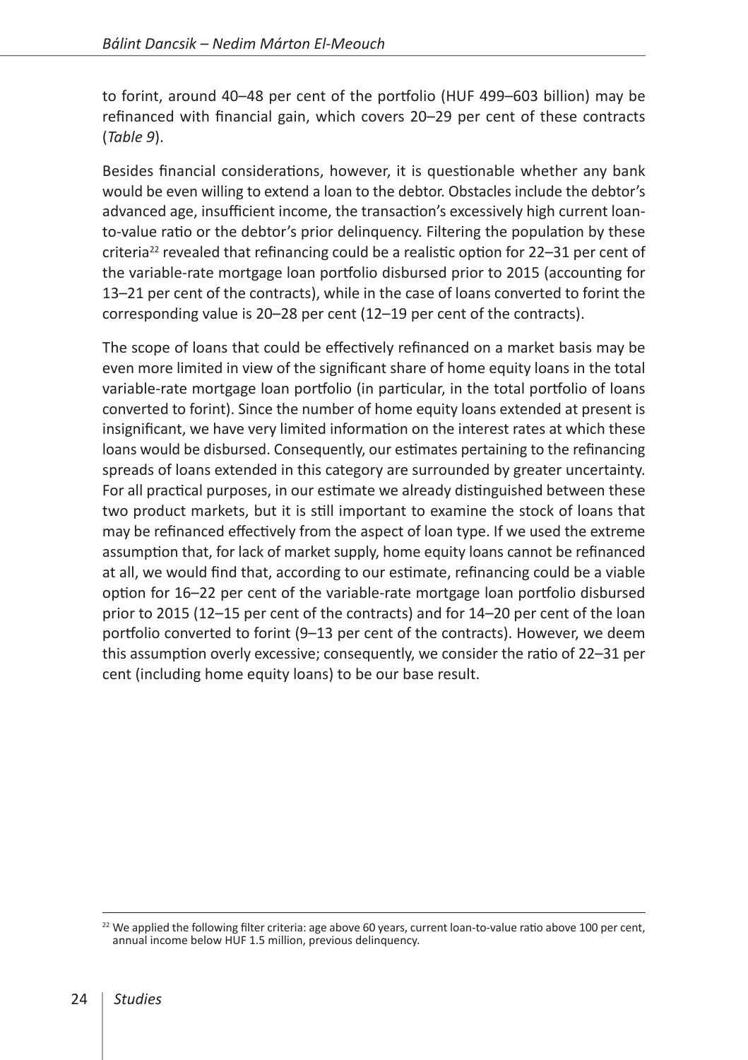to forint, around 40–48 per cent of the portfolio (HUF 499–603 billion) may be refinanced with financial gain, which covers 20–29 per cent of these contracts (*Table 9*).

Besides financial considerations, however, it is questionable whether any bank would be even willing to extend a loan to the debtor. Obstacles include the debtor's advanced age, insufficient income, the transaction's excessively high current loan-to-value ratio or the debtor's prior delinquency. Filtering the population by these criteria[22] revealed that refinancing could be a realistic option for 22–31 per cent of the variable-rate mortgage loan portfolio disbursed prior to 2015 (accounting for 13–21 per cent of the contracts), while in the case of loans converted to forint the corresponding value is 20–28 per cent (12–19 per cent of the contracts).

The scope of loans that could be effectively refinanced on a market basis may be even more limited in view of the significant share of home equity loans in the total variable-rate mortgage loan portfolio (in particular, in the total portfolio of loans converted to forint). Since the number of home equity loans extended at present is insignificant, we have very limited information on the interest rates at which these loans would be disbursed. Consequently, our estimates pertaining to the refinancing spreads of loans extended in this category are surrounded by greater uncertainty. For all practical purposes, in our estimate we already distinguished between these two product markets, but it is still important to examine the stock of loans that may be refinanced effectively from the aspect of loan type. If we used the extreme assumption that, for lack of market supply, home equity loans cannot be refinanced at all, we would find that, according to our estimate, refinancing could be a viable option for 16–22 per cent of the variable-rate mortgage loan portfolio disbursed prior to 2015 (12–15 per cent of the contracts) and for 14–20 per cent of the loan portfolio converted to forint (9–13 per cent of the contracts). However, we deem this assumption overly excessive; consequently, we consider the ratio of 22–31 per cent (including home equity loans) to be our base result.

[22] We applied the following filter criteria: age above 60 years, current loan-to-value ratio above 100 per cent, annual income below HUF 1.5 million, previous delinquency.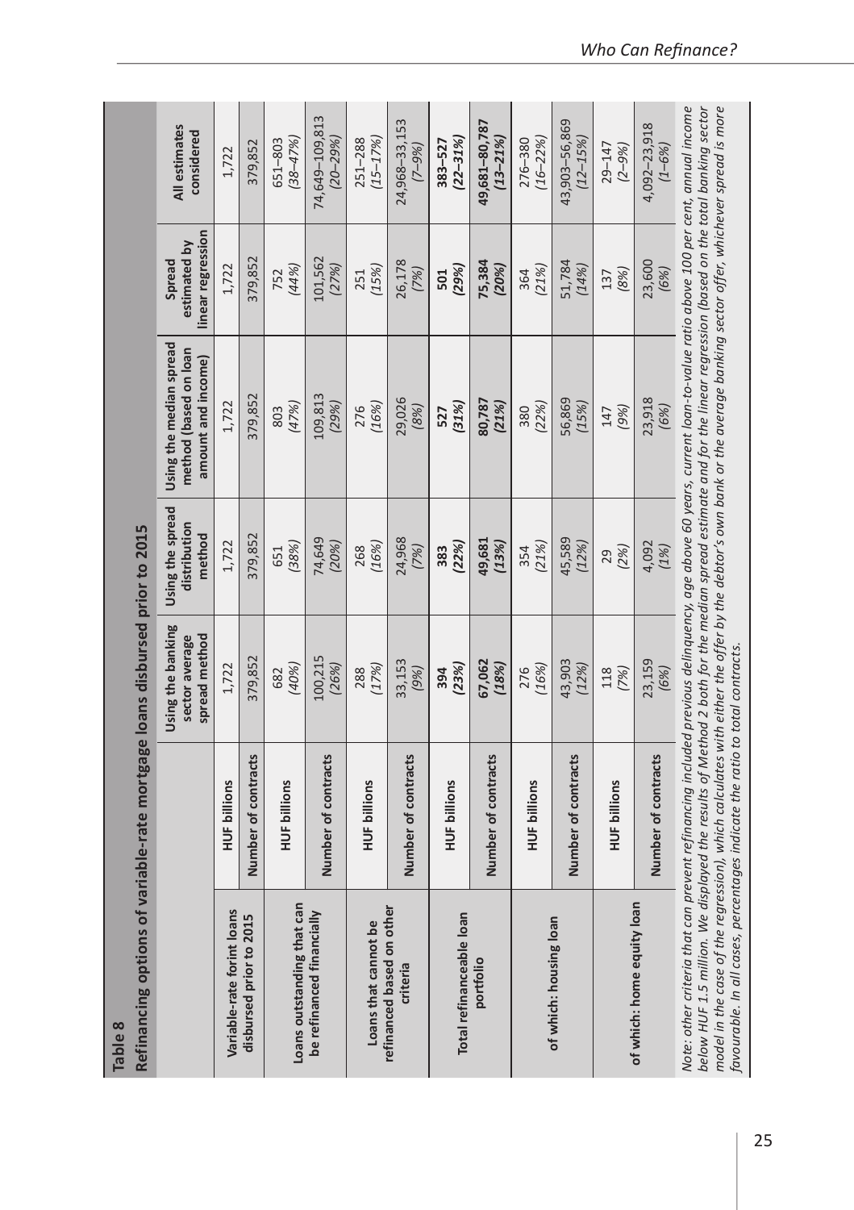**Table 8**

**Refinancing options of variable-rate mortgage loans disbursed prior to 2015**

| | | Using the banking sector average spread method | Using the spread distribution method | Using the median spread method (based on loan amount and income) | Spread estimated by linear regression | All estimates considered |
|---|---|---|---|---|---|---|
| Variable-rate forint loans disbursed prior to 2015 | HUF billions | 1,722 | 1,722 | 1,722 | 1,722 | 1,722 |
| | Number of contracts | 379,852 | 379,852 | 379,852 | 379,852 | 379,852 |
| Loans outstanding that can be refinanced financially | HUF billions | 682 *(40%)* | 651 *(38%)* | 803 *(47%)* | 752 *(44%)* | 651–803 *(38–47%)* |
| | Number of contracts | 100,215 *(26%)* | 74,649 *(20%)* | 109,813 *(29%)* | 101,562 *(27%)* | 74,649–109,813 *(20–29%)* |
| Loans that cannot be refinanced based on other criteria | HUF billions | 288 *(17%)* | 268 *(16%)* | 276 *(16%)* | 251 *(15%)* | 251–288 *(15–17%)* |
| | Number of contracts | 33,153 *(9%)* | 24,968 *(7%)* | 29,026 *(8%)* | 26,178 *(7%)* | 24,968–33,153 *(7–9%)* |
| Total refinanceable loan portfolio | HUF billions | **394** ***(23%)*** | **383** ***(22%)*** | **527** ***(31%)*** | **501** ***(29%)*** | **383–527** ***(22–31%)*** |
| | Number of contracts | **67,062** ***(18%)*** | **49,681** ***(13%)*** | **80,787** ***(21%)*** | **75,384** ***(20%)*** | **49,681–80,787** ***(13–21%)*** |
| of which: housing loan | HUF billions | 276 *(16%)* | 354 *(21%)* | 380 *(22%)* | 364 *(21%)* | 276–380 *(16–22%)* |
| | Number of contracts | 43,903 *(12%)* | 45,589 *(12%)* | 56,869 *(15%)* | 51,784 *(14%)* | 43,903–56,869 *(12–15%)* |
| of which: home equity loan | HUF billions | 118 *(7%)* | 29 *(2%)* | 147 *(9%)* | 137 *(8%)* | 29–147 *(2–9%)* |
| | Number of contracts | 23,159 *(6%)* | 4,092 *(1%)* | 23,918 *(6%)* | 23,600 *(6%)* | 4,092–23,918 *(1–6%)* |

*Note: other criteria that can prevent refinancing included previous delinquency, age above 60 years, current loan-to-value ratio above 100 per cent, annual income below HUF 1.5 million. We displayed the results of Method 2 both for the median spread estimate and for the linear regression (based on the total banking sector model in the case of the regression), which calculates with either the offer by the debtor's own bank or the average banking sector offer, whichever spread is more favourable. In all cases, percentages indicate the ratio to total contracts.*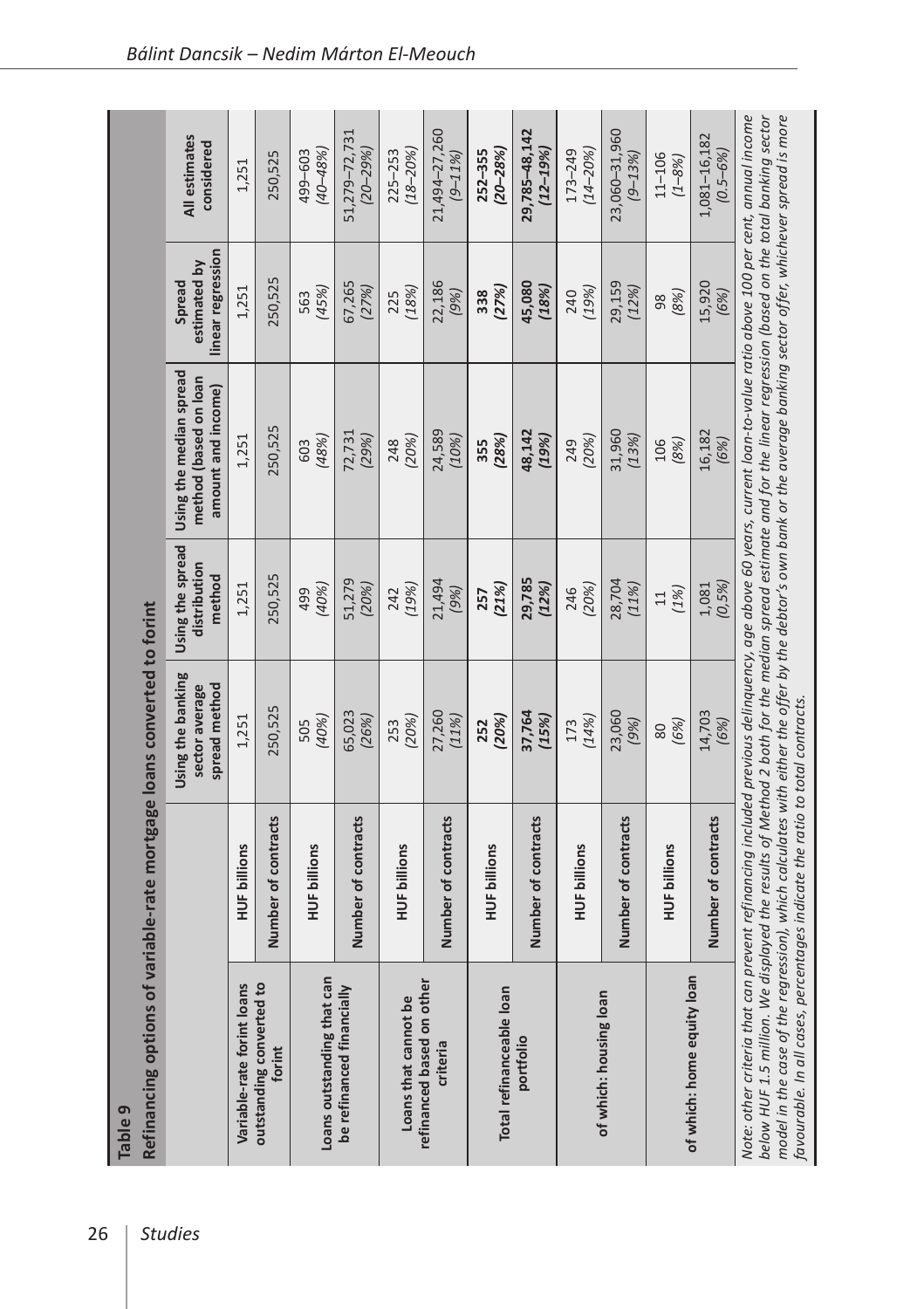**Table 9**

**Refinancing options of variable-rate mortgage loans converted to forint**

| | | Using the banking sector average spread method | Using the spread distribution method | Using the median spread method (based on loan amount and income) | Spread estimated by linear regression | All estimates considered |
|---|---|---|---|---|---|---|
| Variable-rate forint loans outstanding converted to forint | HUF billions | 1,251 | 1,251 | 1,251 | 1,251 | 1,251 |
| | Number of contracts | 250,525 | 250,525 | 250,525 | 250,525 | 250,525 |
| Loans outstanding that can be refinanced financially | HUF billions | 505 *(40%)* | 499 *(40%)* | 603 *(48%)* | 563 *(45%)* | 499–603 *(40–48%)* |
| | Number of contracts | 65,023 *(26%)* | 51,279 *(20%)* | 72,731 *(29%)* | 67,265 *(27%)* | 51,279–72,731 *(20–29%)* |
| Loans that cannot be refinanced based on other criteria | HUF billions | 253 *(20%)* | 242 *(19%)* | 248 *(20%)* | 225 *(18%)* | 225–253 *(18–20%)* |
| | Number of contracts | 27,260 *(11%)* | 21,494 *(9%)* | 24,589 *(10%)* | 22,186 *(9%)* | 21,494–27,260 *(9–11%)* |
| Total refinanceable loan portfolio | HUF billions | **252** ***(20%)*** | **257** ***(21%)*** | **355** ***(28%)*** | **338** ***(27%)*** | **252–355** ***(20–28%)*** |
| | Number of contracts | **37,764** ***(15%)*** | **29,785** ***(12%)*** | **48,142** ***(19%)*** | **45,080** ***(18%)*** | **29,785–48,142** ***(12–19%)*** |
| of which: housing loan | HUF billions | 173 *(14%)* | 246 *(20%)* | 249 *(20%)* | 240 *(19%)* | 173–249 *(14–20%)* |
| | Number of contracts | 23,060 *(9%)* | 28,704 *(11%)* | 31,960 *(13%)* | 29,159 *(12%)* | 23,060–31,960 *(9–13%)* |
| of which: home equity loan | HUF billions | 80 *(6%)* | 11 *(1%)* | 106 *(8%)* | 98 *(8%)* | 11–106 *(1–8%)* |
| | Number of contracts | 14,703 *(6%)* | 1,081 *(0,5%)* | 16,182 *(6%)* | 15,920 *(6%)* | 1,081–16,182 *(0.5–6%)* |

*Note: other criteria that can prevent refinancing included previous delinquency, age above 60 years, current loan-to-value ratio above 100 per cent, annual income below HUF 1.5 million. We displayed the results of Method 2 both for the median spread estimate and for the linear regression (based on the total banking sector model in the case of the regression), which calculates with either the offer by the debtor's own bank or the average banking sector offer, whichever spread is more favourable. In all cases, percentages indicate the ratio to total contracts.*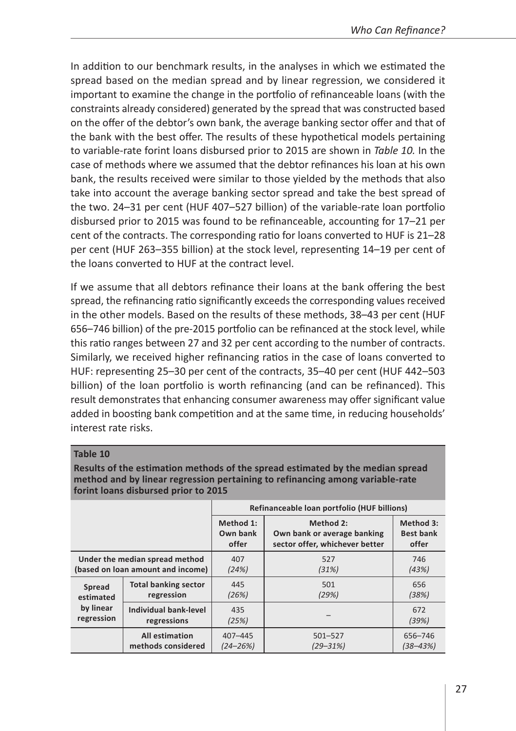In addition to our benchmark results, in the analyses in which we estimated the spread based on the median spread and by linear regression, we considered it important to examine the change in the portfolio of refinanceable loans (with the constraints already considered) generated by the spread that was constructed based on the offer of the debtor's own bank, the average banking sector offer and that of the bank with the best offer. The results of these hypothetical models pertaining to variable-rate forint loans disbursed prior to 2015 are shown in *Table 10.* In the case of methods where we assumed that the debtor refinances his loan at his own bank, the results received were similar to those yielded by the methods that also take into account the average banking sector spread and take the best spread of the two. 24–31 per cent (HUF 407–527 billion) of the variable-rate loan portfolio disbursed prior to 2015 was found to be refinanceable, accounting for 17–21 per cent of the contracts. The corresponding ratio for loans converted to HUF is 21–28 per cent (HUF 263–355 billion) at the stock level, representing 14–19 per cent of the loans converted to HUF at the contract level.

If we assume that all debtors refinance their loans at the bank offering the best spread, the refinancing ratio significantly exceeds the corresponding values received in the other models. Based on the results of these methods, 38–43 per cent (HUF 656–746 billion) of the pre-2015 portfolio can be refinanced at the stock level, while this ratio ranges between 27 and 32 per cent according to the number of contracts. Similarly, we received higher refinancing ratios in the case of loans converted to HUF: representing 25–30 per cent of the contracts, 35–40 per cent (HUF 442–503 billion) of the loan portfolio is worth refinancing (and can be refinanced). This result demonstrates that enhancing consumer awareness may offer significant value added in boosting bank competition and at the same time, in reducing households' interest rate risks.

**Table 10**

**Results of the estimation methods of the spread estimated by the median spread method and by linear regression pertaining to refinancing among variable-rate forint loans disbursed prior to 2015**

| | | Refinanceable loan portfolio (HUF billions) | | |
|---|---|---|---|---|
| | | **Method 1: Own bank offer** | **Method 2: Own bank or average banking sector offer, whichever better** | **Method 3: Best bank offer** |
| **Under the median spread method (based on loan amount and income)** | | 407 *(24%)* | 527 *(31%)* | 746 *(43%)* |
| **Spread estimated by linear regression** | **Total banking sector regression** | 445 *(26%)* | 501 *(29%)* | 656 *(38%)* |
| | **Individual bank-level regressions** | 435 *(25%)* | – | 672 *(39%)* |
| | **All estimation methods considered** | 407–445 *(24–26%)* | 501–527 *(29–31%)* | 656–746 *(38–43%)* |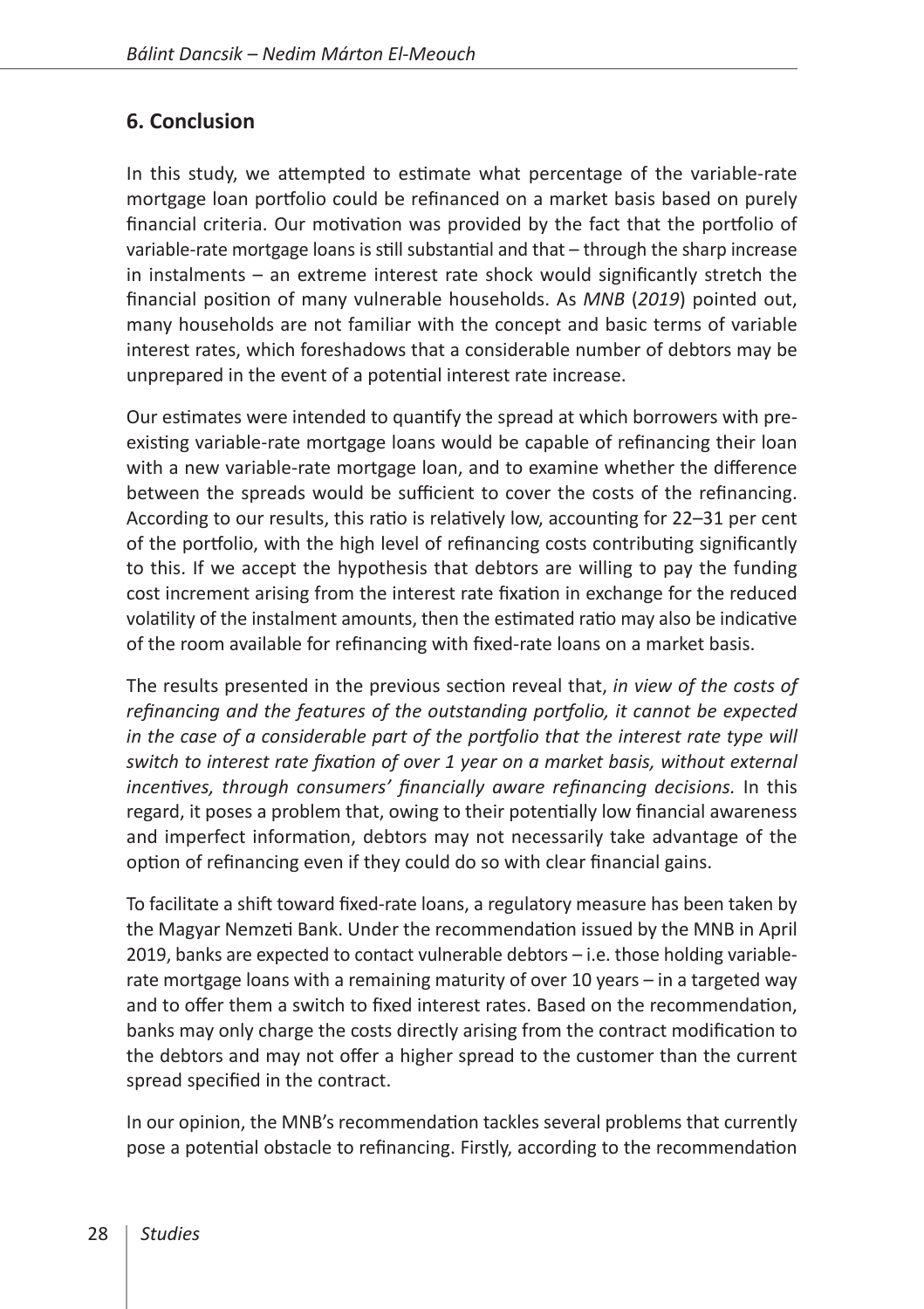## 6. Conclusion

In this study, we attempted to estimate what percentage of the variable-rate mortgage loan portfolio could be refinanced on a market basis based on purely financial criteria. Our motivation was provided by the fact that the portfolio of variable-rate mortgage loans is still substantial and that – through the sharp increase in instalments – an extreme interest rate shock would significantly stretch the financial position of many vulnerable households. As *MNB* (*2019*) pointed out, many households are not familiar with the concept and basic terms of variable interest rates, which foreshadows that a considerable number of debtors may be unprepared in the event of a potential interest rate increase.

Our estimates were intended to quantify the spread at which borrowers with pre-existing variable-rate mortgage loans would be capable of refinancing their loan with a new variable-rate mortgage loan, and to examine whether the difference between the spreads would be sufficient to cover the costs of the refinancing. According to our results, this ratio is relatively low, accounting for 22–31 per cent of the portfolio, with the high level of refinancing costs contributing significantly to this. If we accept the hypothesis that debtors are willing to pay the funding cost increment arising from the interest rate fixation in exchange for the reduced volatility of the instalment amounts, then the estimated ratio may also be indicative of the room available for refinancing with fixed-rate loans on a market basis.

The results presented in the previous section reveal that, *in view of the costs of refinancing and the features of the outstanding portfolio, it cannot be expected in the case of a considerable part of the portfolio that the interest rate type will switch to interest rate fixation of over 1 year on a market basis, without external incentives, through consumers' financially aware refinancing decisions.* In this regard, it poses a problem that, owing to their potentially low financial awareness and imperfect information, debtors may not necessarily take advantage of the option of refinancing even if they could do so with clear financial gains.

To facilitate a shift toward fixed-rate loans, a regulatory measure has been taken by the Magyar Nemzeti Bank. Under the recommendation issued by the MNB in April 2019, banks are expected to contact vulnerable debtors – i.e. those holding variable-rate mortgage loans with a remaining maturity of over 10 years – in a targeted way and to offer them a switch to fixed interest rates. Based on the recommendation, banks may only charge the costs directly arising from the contract modification to the debtors and may not offer a higher spread to the customer than the current spread specified in the contract.

In our opinion, the MNB's recommendation tackles several problems that currently pose a potential obstacle to refinancing. Firstly, according to the recommendation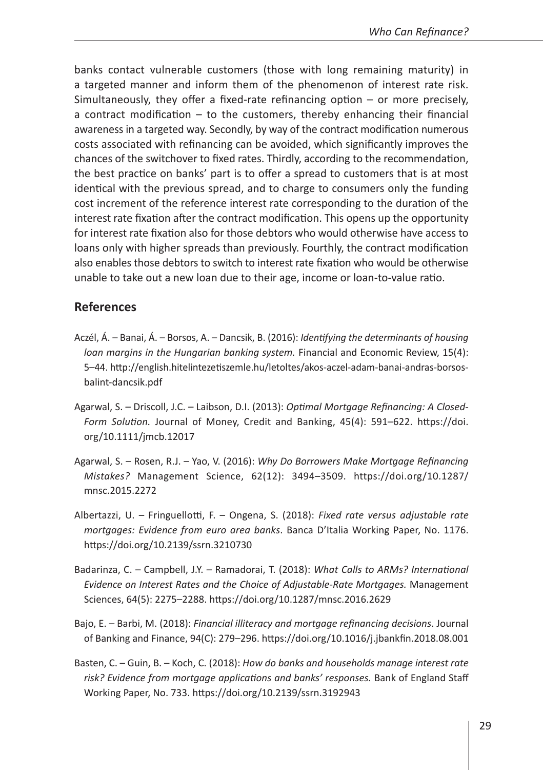banks contact vulnerable customers (those with long remaining maturity) in a targeted manner and inform them of the phenomenon of interest rate risk. Simultaneously, they offer a fixed-rate refinancing option – or more precisely, a contract modification – to the customers, thereby enhancing their financial awareness in a targeted way. Secondly, by way of the contract modification numerous costs associated with refinancing can be avoided, which significantly improves the chances of the switchover to fixed rates. Thirdly, according to the recommendation, the best practice on banks' part is to offer a spread to customers that is at most identical with the previous spread, and to charge to consumers only the funding cost increment of the reference interest rate corresponding to the duration of the interest rate fixation after the contract modification. This opens up the opportunity for interest rate fixation also for those debtors who would otherwise have access to loans only with higher spreads than previously. Fourthly, the contract modification also enables those debtors to switch to interest rate fixation who would be otherwise unable to take out a new loan due to their age, income or loan-to-value ratio.

## References

Aczél, Á. – Banai, Á. – Borsos, A. – Dancsik, B. (2016): *Identifying the determinants of housing loan margins in the Hungarian banking system.* Financial and Economic Review, 15(4): 5–44. http://english.hitelintezetiszemle.hu/letoltes/akos-aczel-adam-banai-andras-borsos-balint-dancsik.pdf

Agarwal, S. – Driscoll, J.C. – Laibson, D.I. (2013): *Optimal Mortgage Refinancing: A Closed-Form Solution.* Journal of Money, Credit and Banking, 45(4): 591–622. https://doi.org/10.1111/jmcb.12017

Agarwal, S. – Rosen, R.J. – Yao, V. (2016): *Why Do Borrowers Make Mortgage Refinancing Mistakes?* Management Science, 62(12): 3494–3509. https://doi.org/10.1287/mnsc.2015.2272

Albertazzi, U. – Fringuellotti, F. – Ongena, S. (2018): *Fixed rate versus adjustable rate mortgages: Evidence from euro area banks*. Banca D'Italia Working Paper, No. 1176. https://doi.org/10.2139/ssrn.3210730

Badarinza, C. – Campbell, J.Y. – Ramadorai, T. (2018): *What Calls to ARMs? International Evidence on Interest Rates and the Choice of Adjustable-Rate Mortgages.* Management Sciences, 64(5): 2275–2288. https://doi.org/10.1287/mnsc.2016.2629

Bajo, E. – Barbi, M. (2018): *Financial illiteracy and mortgage refinancing decisions*. Journal of Banking and Finance, 94(C): 279–296. https://doi.org/10.1016/j.jbankfin.2018.08.001

Basten, C. – Guin, B. – Koch, C. (2018): *How do banks and households manage interest rate risk? Evidence from mortgage applications and banks' responses.* Bank of England Staff Working Paper, No. 733. https://doi.org/10.2139/ssrn.3192943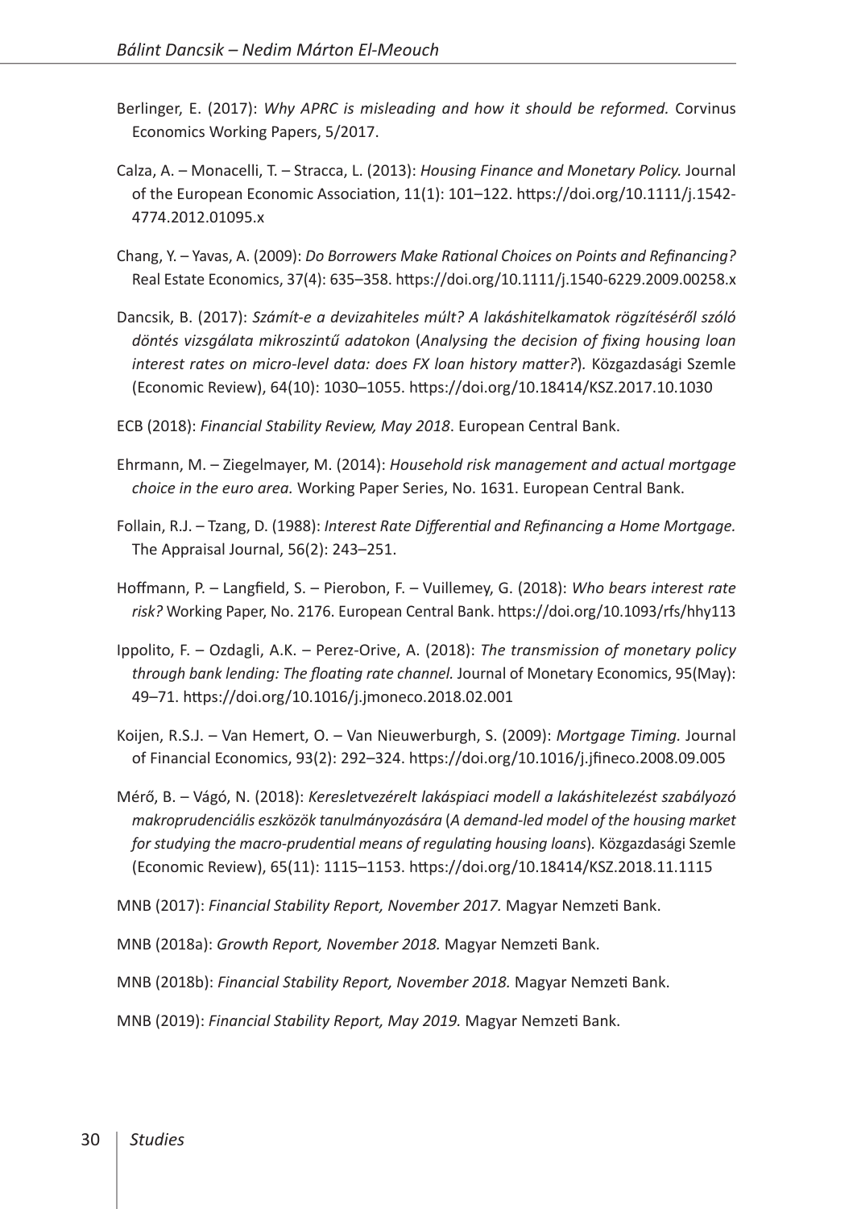Berlinger, E. (2017): *Why APRC is misleading and how it should be reformed.* Corvinus Economics Working Papers, 5/2017.

Calza, A. – Monacelli, T. – Stracca, L. (2013): *Housing Finance and Monetary Policy.* Journal of the European Economic Association, 11(1): 101–122. https://doi.org/10.1111/j.1542-4774.2012.01095.x

Chang, Y. – Yavas, A. (2009): *Do Borrowers Make Rational Choices on Points and Refinancing?* Real Estate Economics, 37(4): 635–358. https://doi.org/10.1111/j.1540-6229.2009.00258.x

Dancsik, B. (2017): *Számít-e a devizahiteles múlt? A lakáshitelkamatok rögzítéséről szóló döntés vizsgálata mikroszintű adatokon* (*Analysing the decision of fixing housing loan interest rates on micro-level data: does FX loan history matter?*). Közgazdasági Szemle (Economic Review), 64(10): 1030–1055. https://doi.org/10.18414/KSZ.2017.10.1030

ECB (2018): *Financial Stability Review, May 2018*. European Central Bank.

Ehrmann, M. – Ziegelmayer, M. (2014): *Household risk management and actual mortgage choice in the euro area.* Working Paper Series, No. 1631. European Central Bank.

Follain, R.J. – Tzang, D. (1988): *Interest Rate Differential and Refinancing a Home Mortgage.* The Appraisal Journal, 56(2): 243–251.

Hoffmann, P. – Langfield, S. – Pierobon, F. – Vuillemey, G. (2018): *Who bears interest rate risk?* Working Paper, No. 2176. European Central Bank. https://doi.org/10.1093/rfs/hhy113

Ippolito, F. – Ozdagli, A.K. – Perez-Orive, A. (2018): *The transmission of monetary policy through bank lending: The floating rate channel.* Journal of Monetary Economics, 95(May): 49–71. https://doi.org/10.1016/j.jmoneco.2018.02.001

Koijen, R.S.J. – Van Hemert, O. – Van Nieuwerburgh, S. (2009): *Mortgage Timing.* Journal of Financial Economics, 93(2): 292–324. https://doi.org/10.1016/j.jfineco.2008.09.005

Mérő, B. – Vágó, N. (2018): *Keresletvezérelt lakáspiaci modell a lakáshitelezést szabályozó makroprudenciális eszközök tanulmányozására* (*A demand-led model of the housing market for studying the macro-prudential means of regulating housing loans*). Közgazdasági Szemle (Economic Review), 65(11): 1115–1153. https://doi.org/10.18414/KSZ.2018.11.1115

MNB (2017): *Financial Stability Report, November 2017.* Magyar Nemzeti Bank.

MNB (2018a): *Growth Report, November 2018.* Magyar Nemzeti Bank.

MNB (2018b): *Financial Stability Report, November 2018.* Magyar Nemzeti Bank.

MNB (2019): *Financial Stability Report, May 2019.* Magyar Nemzeti Bank.